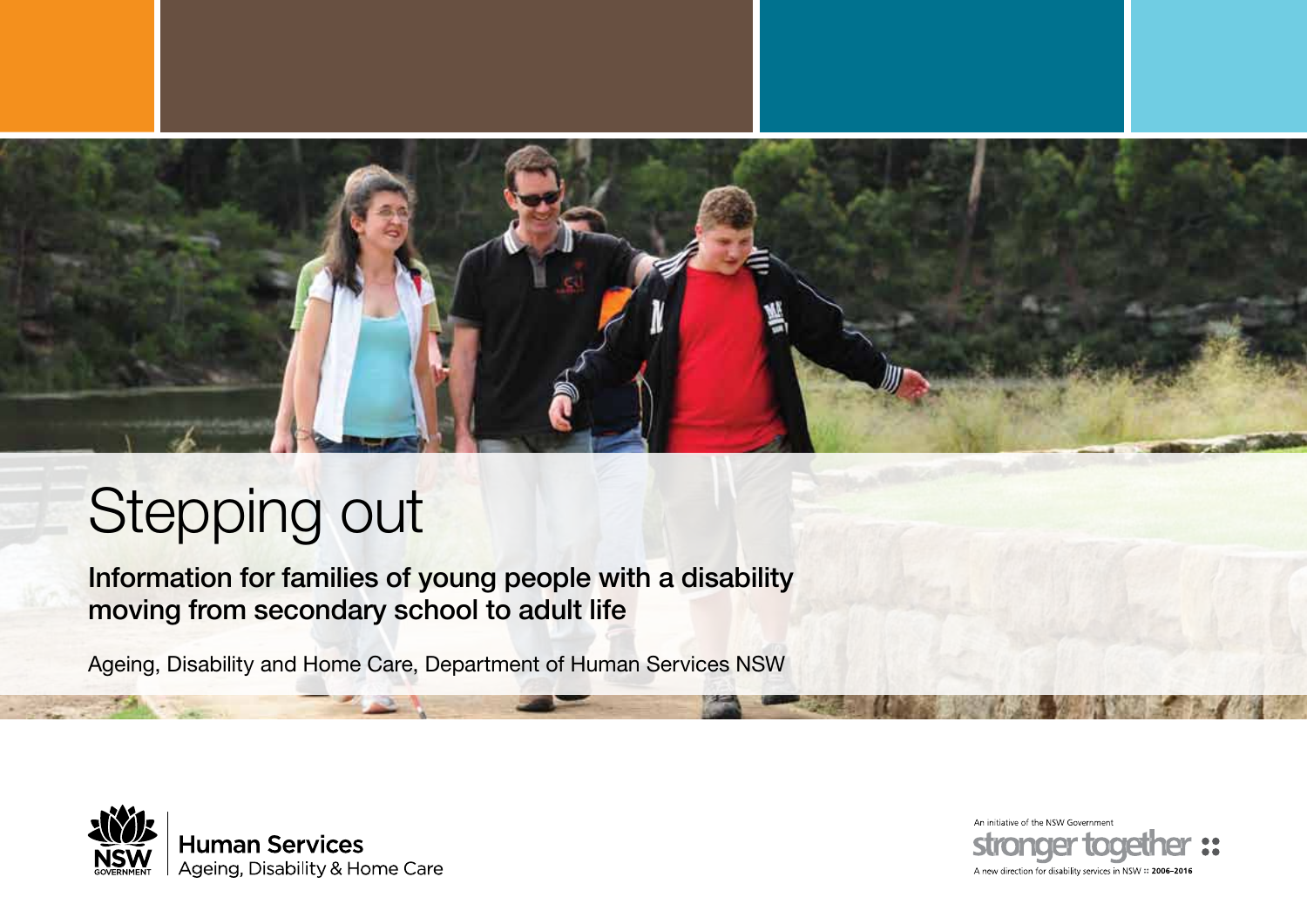# Stepping out

**Information for families of young people with a disability moving from secondary school to adult life**

Ageing, Disability and Home Care, Department of Human Services NSW

NSW GOVERNMENT | **Human Services** Ageing, Disability & Home Care

An initiative of the NSW Government

stronger together

A new direction for disability services in NSW :: 2006–2016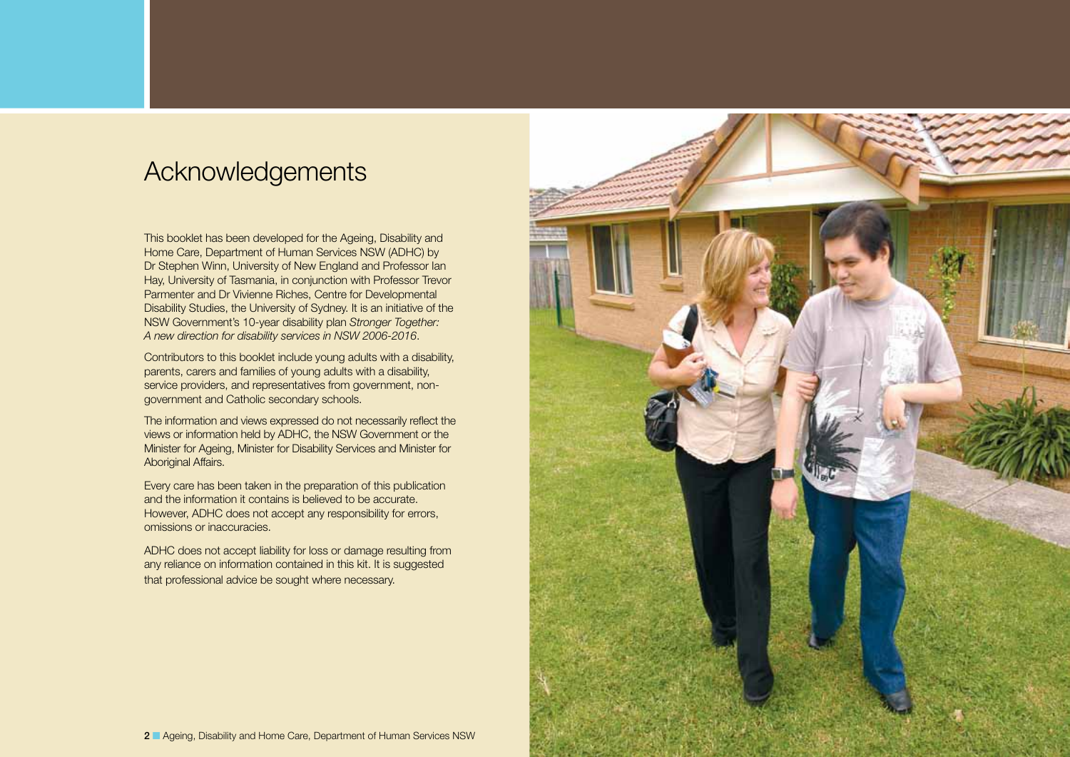# Acknowledgements

This booklet has been developed for the Ageing, Disability and Home Care, Department of Human Services NSW (ADHC) by Dr Stephen Winn, University of New England and Professor Ian Hay, University of Tasmania, in conjunction with Professor Trevor Parmenter and Dr Vivienne Riches, Centre for Developmental Disability Studies, the University of Sydney. It is an initiative of the NSW Government's 10-year disability plan *Stronger Together: A new direction for disability services in NSW 2006-2016*.

Contributors to this booklet include young adults with a disability, parents, carers and families of young adults with a disability, service providers, and representatives from government, non-government and Catholic secondary schools.

The information and views expressed do not necessarily reflect the views or information held by ADHC, the NSW Government or the Minister for Ageing, Minister for Disability Services and Minister for Aboriginal Affairs.

Every care has been taken in the preparation of this publication and the information it contains is believed to be accurate. However, ADHC does not accept any responsibility for errors, omissions or inaccuracies.

ADHC does not accept liability for loss or damage resulting from any reliance on information contained in this kit. It is suggested that professional advice be sought where necessary.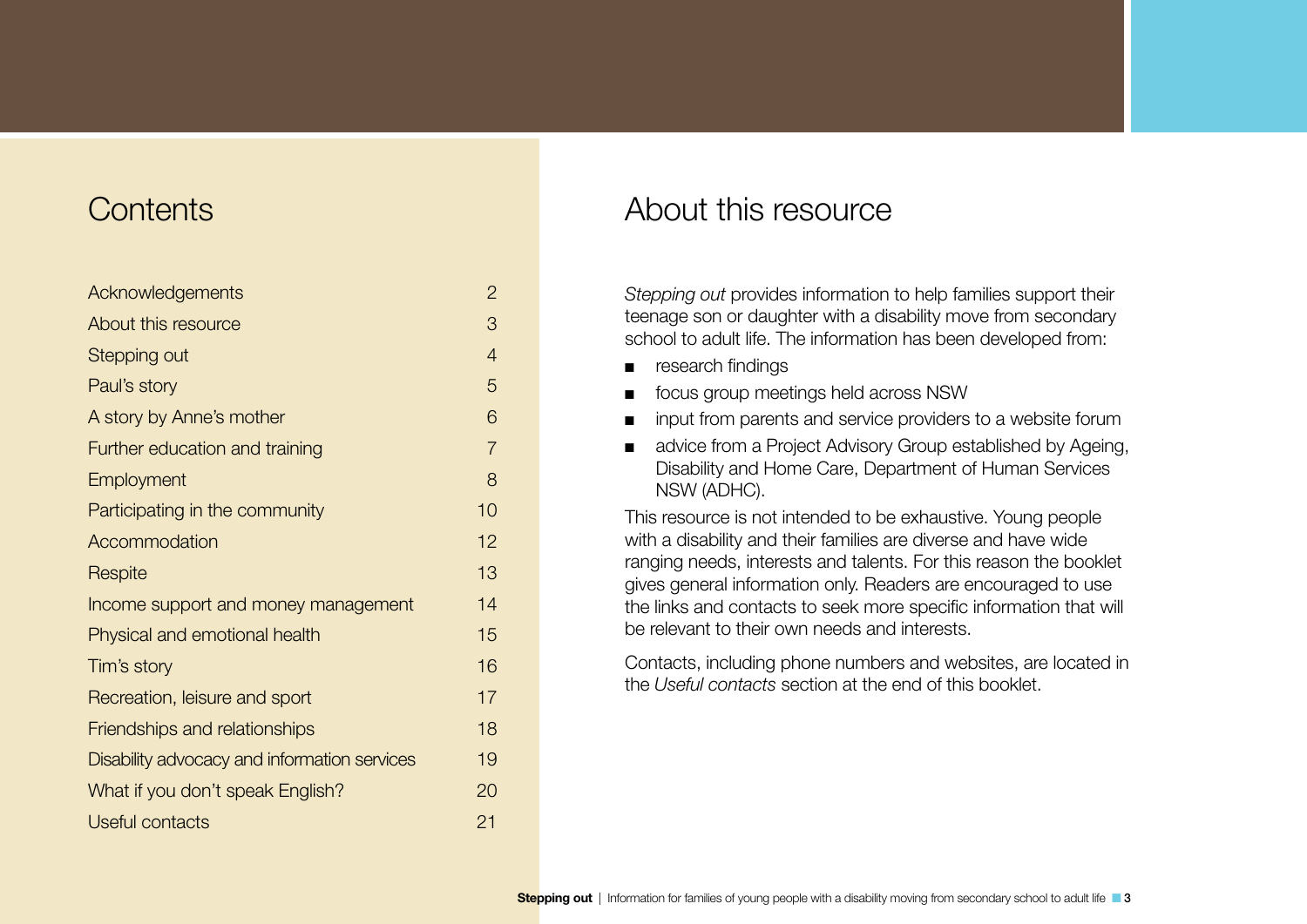# Contents

| | |
|---|---|
| Acknowledgements | 2 |
| About this resource | 3 |
| Stepping out | 4 |
| Paul's story | 5 |
| A story by Anne's mother | 6 |
| Further education and training | 7 |
| Employment | 8 |
| Participating in the community | 10 |
| Accommodation | 12 |
| Respite | 13 |
| Income support and money management | 14 |
| Physical and emotional health | 15 |
| Tim's story | 16 |
| Recreation, leisure and sport | 17 |
| Friendships and relationships | 18 |
| Disability advocacy and information services | 19 |
| What if you don't speak English? | 20 |
| Useful contacts | 21 |

# About this resource

*Stepping out* provides information to help families support their teenage son or daughter with a disability move from secondary school to adult life. The information has been developed from:

- research findings
- focus group meetings held across NSW
- input from parents and service providers to a website forum
- advice from a Project Advisory Group established by Ageing, Disability and Home Care, Department of Human Services NSW (ADHC).

This resource is not intended to be exhaustive. Young people with a disability and their families are diverse and have wide ranging needs, interests and talents. For this reason the booklet gives general information only. Readers are encouraged to use the links and contacts to seek more specific information that will be relevant to their own needs and interests.

Contacts, including phone numbers and websites, are located in the *Useful contacts* section at the end of this booklet.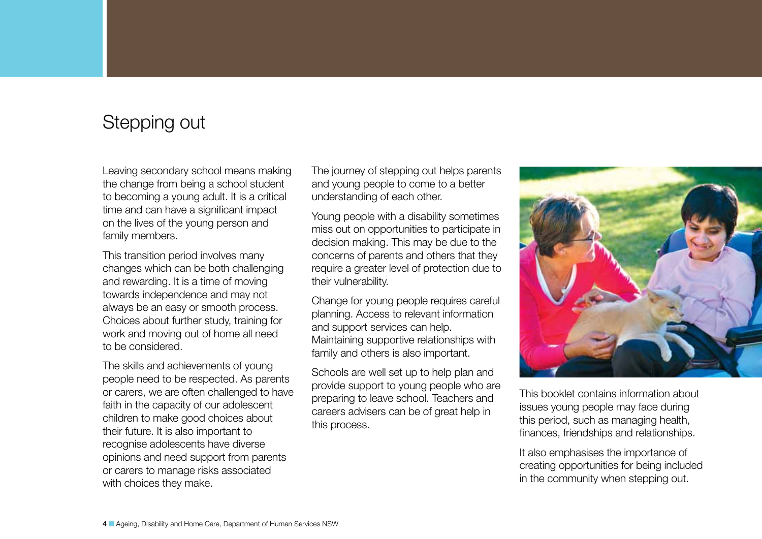# Stepping out

Leaving secondary school means making the change from being a school student to becoming a young adult. It is a critical time and can have a significant impact on the lives of the young person and family members.

This transition period involves many changes which can be both challenging and rewarding. It is a time of moving towards independence and may not always be an easy or smooth process. Choices about further study, training for work and moving out of home all need to be considered.

The skills and achievements of young people need to be respected. As parents or carers, we are often challenged to have faith in the capacity of our adolescent children to make good choices about their future. It is also important to recognise adolescents have diverse opinions and need support from parents or carers to manage risks associated with choices they make.

The journey of stepping out helps parents and young people to come to a better understanding of each other.

Young people with a disability sometimes miss out on opportunities to participate in decision making. This may be due to the concerns of parents and others that they require a greater level of protection due to their vulnerability.

Change for young people requires careful planning. Access to relevant information and support services can help. Maintaining supportive relationships with family and others is also important.

Schools are well set up to help plan and provide support to young people who are preparing to leave school. Teachers and careers advisers can be of great help in this process.

This booklet contains information about issues young people may face during this period, such as managing health, finances, friendships and relationships.

It also emphasises the importance of creating opportunities for being included in the community when stepping out.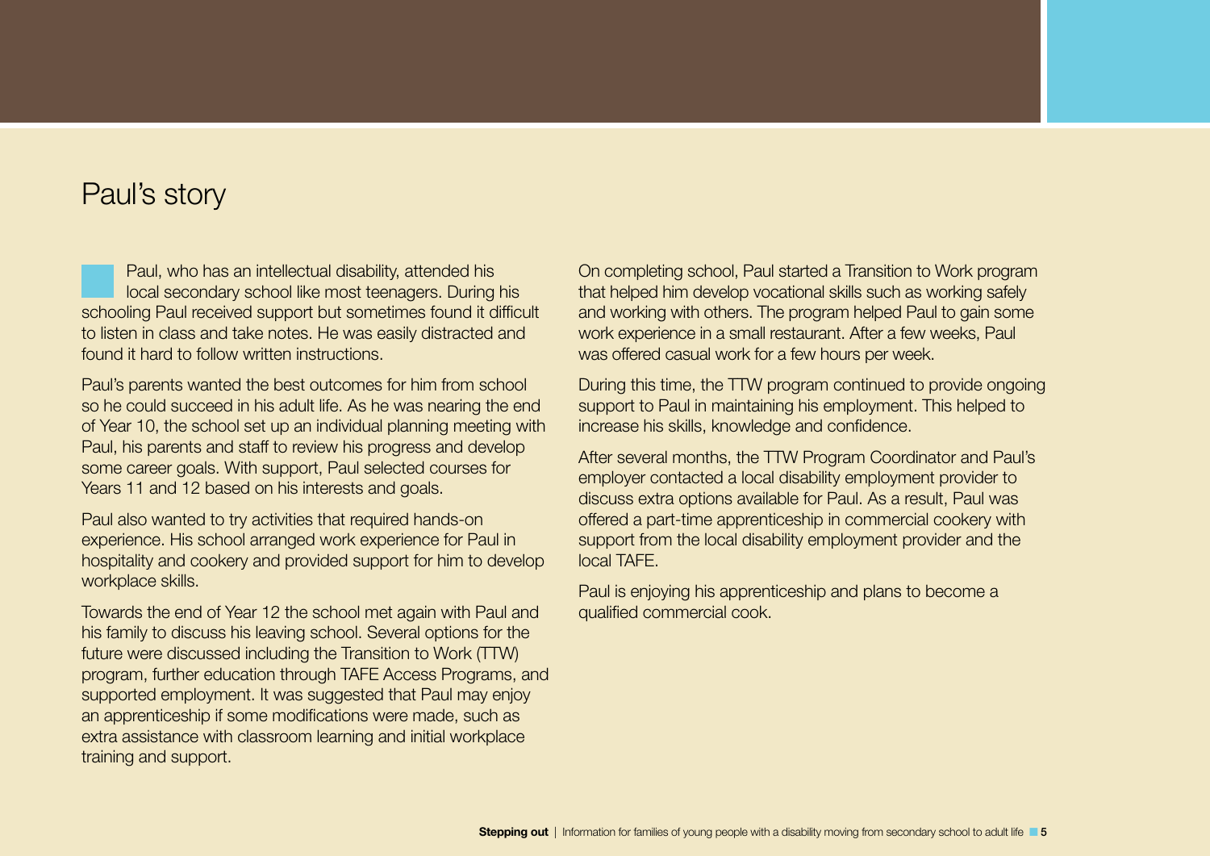## Paul's story

Paul, who has an intellectual disability, attended his local secondary school like most teenagers. During his schooling Paul received support but sometimes found it difficult to listen in class and take notes. He was easily distracted and found it hard to follow written instructions.

Paul's parents wanted the best outcomes for him from school so he could succeed in his adult life. As he was nearing the end of Year 10, the school set up an individual planning meeting with Paul, his parents and staff to review his progress and develop some career goals. With support, Paul selected courses for Years 11 and 12 based on his interests and goals.

Paul also wanted to try activities that required hands-on experience. His school arranged work experience for Paul in hospitality and cookery and provided support for him to develop workplace skills.

Towards the end of Year 12 the school met again with Paul and his family to discuss his leaving school. Several options for the future were discussed including the Transition to Work (TTW) program, further education through TAFE Access Programs, and supported employment. It was suggested that Paul may enjoy an apprenticeship if some modifications were made, such as extra assistance with classroom learning and initial workplace training and support.

On completing school, Paul started a Transition to Work program that helped him develop vocational skills such as working safely and working with others. The program helped Paul to gain some work experience in a small restaurant. After a few weeks, Paul was offered casual work for a few hours per week.

During this time, the TTW program continued to provide ongoing support to Paul in maintaining his employment. This helped to increase his skills, knowledge and confidence.

After several months, the TTW Program Coordinator and Paul's employer contacted a local disability employment provider to discuss extra options available for Paul. As a result, Paul was offered a part-time apprenticeship in commercial cookery with support from the local disability employment provider and the local TAFE.

Paul is enjoying his apprenticeship and plans to become a qualified commercial cook.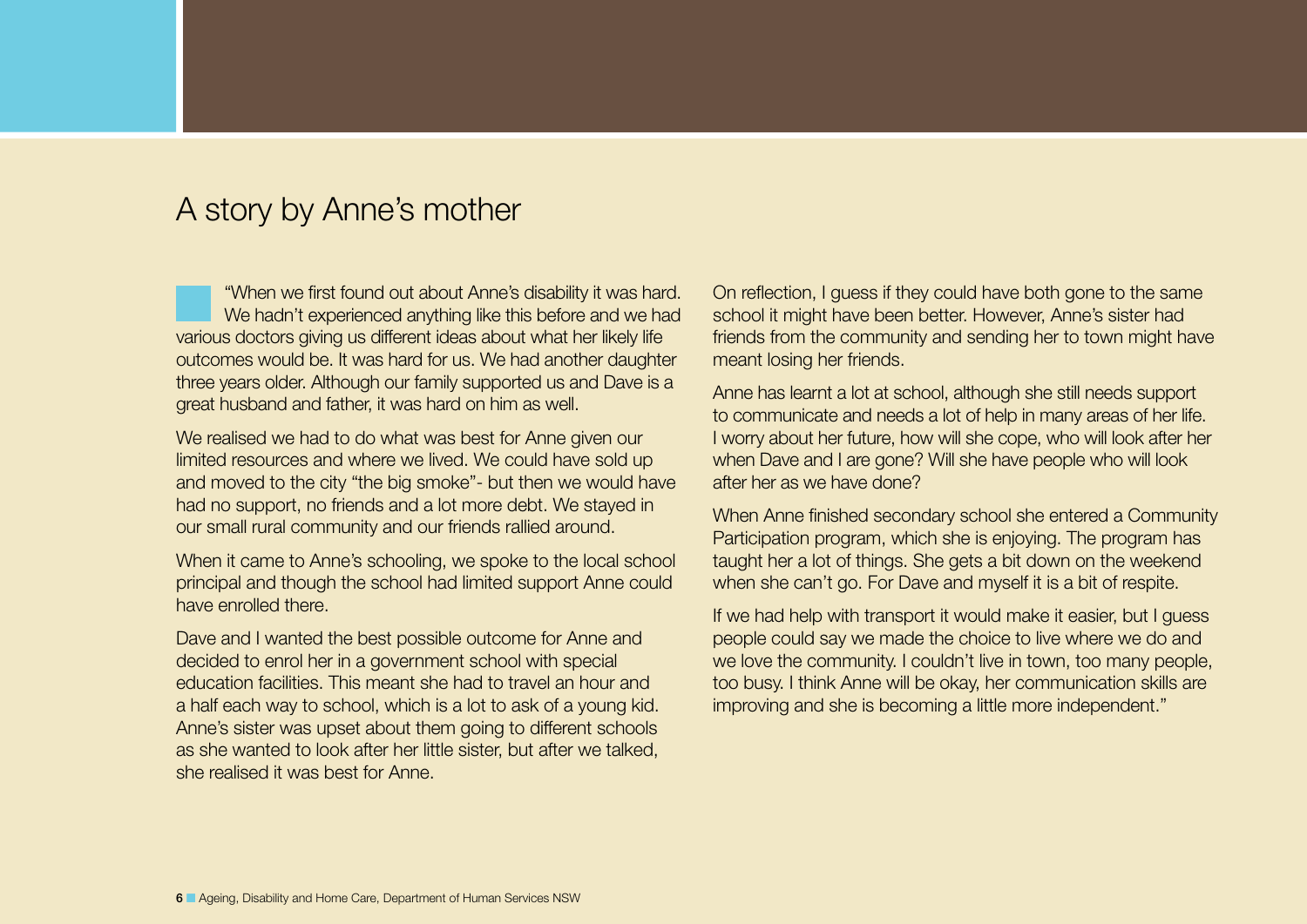# A story by Anne's mother

"When we first found out about Anne's disability it was hard. We hadn't experienced anything like this before and we had various doctors giving us different ideas about what her likely life outcomes would be. It was hard for us. We had another daughter three years older. Although our family supported us and Dave is a great husband and father, it was hard on him as well.

We realised we had to do what was best for Anne given our limited resources and where we lived. We could have sold up and moved to the city "the big smoke"- but then we would have had no support, no friends and a lot more debt. We stayed in our small rural community and our friends rallied around.

When it came to Anne's schooling, we spoke to the local school principal and though the school had limited support Anne could have enrolled there.

Dave and I wanted the best possible outcome for Anne and decided to enrol her in a government school with special education facilities. This meant she had to travel an hour and a half each way to school, which is a lot to ask of a young kid. Anne's sister was upset about them going to different schools as she wanted to look after her little sister, but after we talked, she realised it was best for Anne.

On reflection, I guess if they could have both gone to the same school it might have been better. However, Anne's sister had friends from the community and sending her to town might have meant losing her friends.

Anne has learnt a lot at school, although she still needs support to communicate and needs a lot of help in many areas of her life. I worry about her future, how will she cope, who will look after her when Dave and I are gone? Will she have people who will look after her as we have done?

When Anne finished secondary school she entered a Community Participation program, which she is enjoying. The program has taught her a lot of things. She gets a bit down on the weekend when she can't go. For Dave and myself it is a bit of respite.

If we had help with transport it would make it easier, but I guess people could say we made the choice to live where we do and we love the community. I couldn't live in town, too many people, too busy. I think Anne will be okay, her communication skills are improving and she is becoming a little more independent."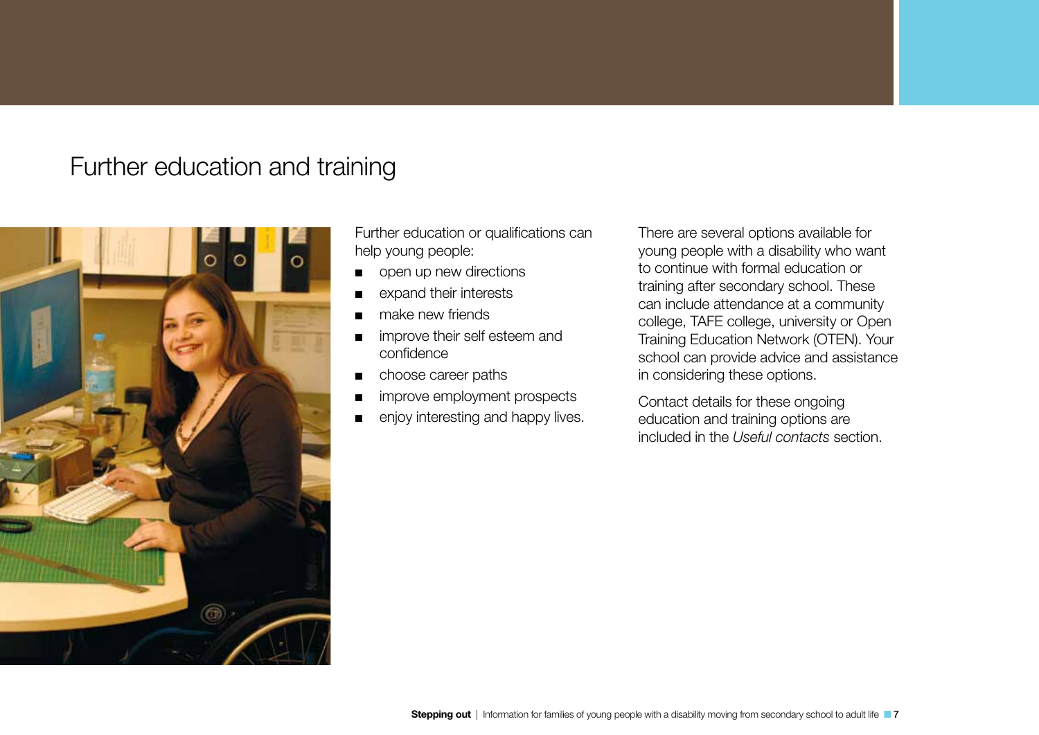# Further education and training

Further education or qualifications can help young people:

- open up new directions
- expand their interests
- make new friends
- improve their self esteem and confidence
- choose career paths
- improve employment prospects
- enjoy interesting and happy lives.

There are several options available for young people with a disability who want to continue with formal education or training after secondary school. These can include attendance at a community college, TAFE college, university or Open Training Education Network (OTEN). Your school can provide advice and assistance in considering these options.

Contact details for these ongoing education and training options are included in the *Useful contacts* section.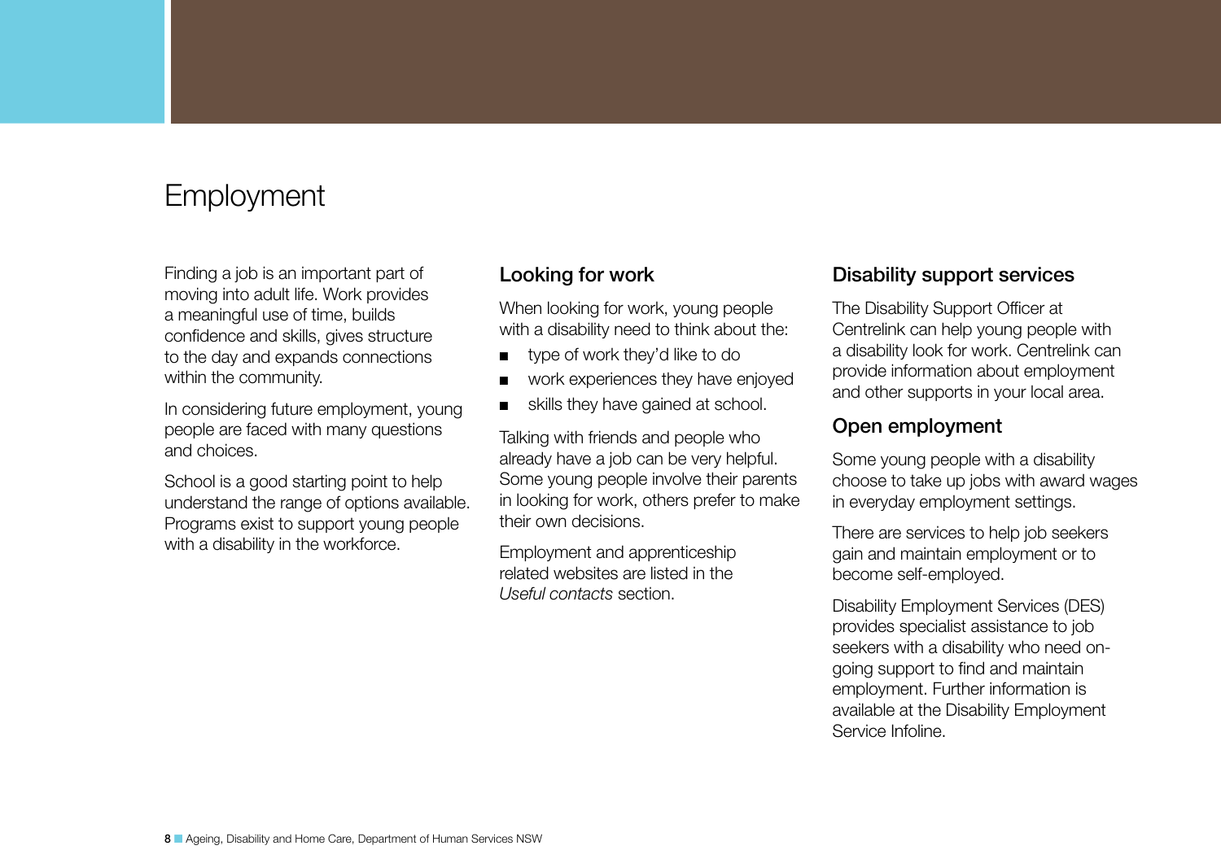# Employment

Finding a job is an important part of moving into adult life. Work provides a meaningful use of time, builds confidence and skills, gives structure to the day and expands connections within the community.

In considering future employment, young people are faced with many questions and choices.

School is a good starting point to help understand the range of options available. Programs exist to support young people with a disability in the workforce.

## Looking for work

When looking for work, young people with a disability need to think about the:

- type of work they'd like to do
- work experiences they have enjoyed
- skills they have gained at school.

Talking with friends and people who already have a job can be very helpful. Some young people involve their parents in looking for work, others prefer to make their own decisions.

Employment and apprenticeship related websites are listed in the *Useful contacts* section.

## Disability support services

The Disability Support Officer at Centrelink can help young people with a disability look for work. Centrelink can provide information about employment and other supports in your local area.

## Open employment

Some young people with a disability choose to take up jobs with award wages in everyday employment settings.

There are services to help job seekers gain and maintain employment or to become self-employed.

Disability Employment Services (DES) provides specialist assistance to job seekers with a disability who need on-going support to find and maintain employment. Further information is available at the Disability Employment Service Infoline.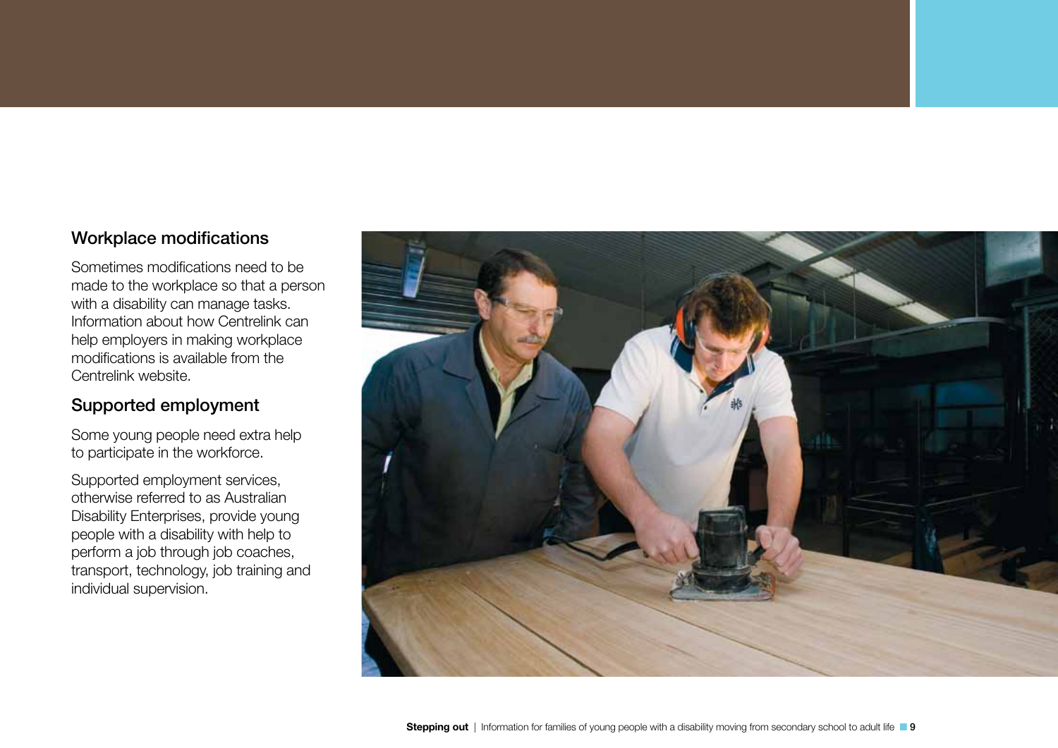## Workplace modifications

Sometimes modifications need to be made to the workplace so that a person with a disability can manage tasks. Information about how Centrelink can help employers in making workplace modifications is available from the Centrelink website.

## Supported employment

Some young people need extra help to participate in the workforce.

Supported employment services, otherwise referred to as Australian Disability Enterprises, provide young people with a disability with help to perform a job through job coaches, transport, technology, job training and individual supervision.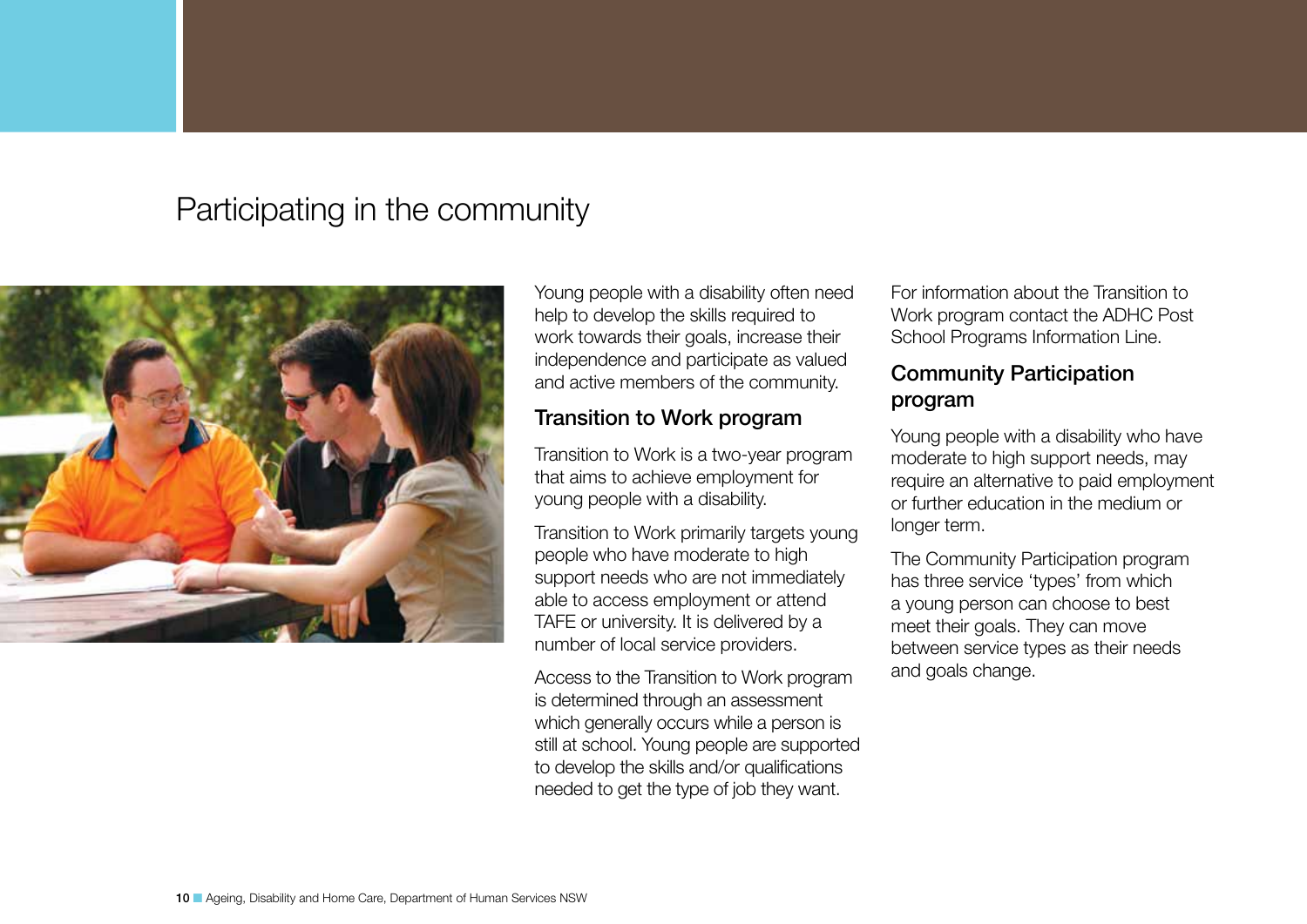# Participating in the community

Young people with a disability often need help to develop the skills required to work towards their goals, increase their independence and participate as valued and active members of the community.

## Transition to Work program

Transition to Work is a two-year program that aims to achieve employment for young people with a disability.

Transition to Work primarily targets young people who have moderate to high support needs who are not immediately able to access employment or attend TAFE or university. It is delivered by a number of local service providers.

Access to the Transition to Work program is determined through an assessment which generally occurs while a person is still at school. Young people are supported to develop the skills and/or qualifications needed to get the type of job they want.

For information about the Transition to Work program contact the ADHC Post School Programs Information Line.

## Community Participation program

Young people with a disability who have moderate to high support needs, may require an alternative to paid employment or further education in the medium or longer term.

The Community Participation program has three service 'types' from which a young person can choose to best meet their goals. They can move between service types as their needs and goals change.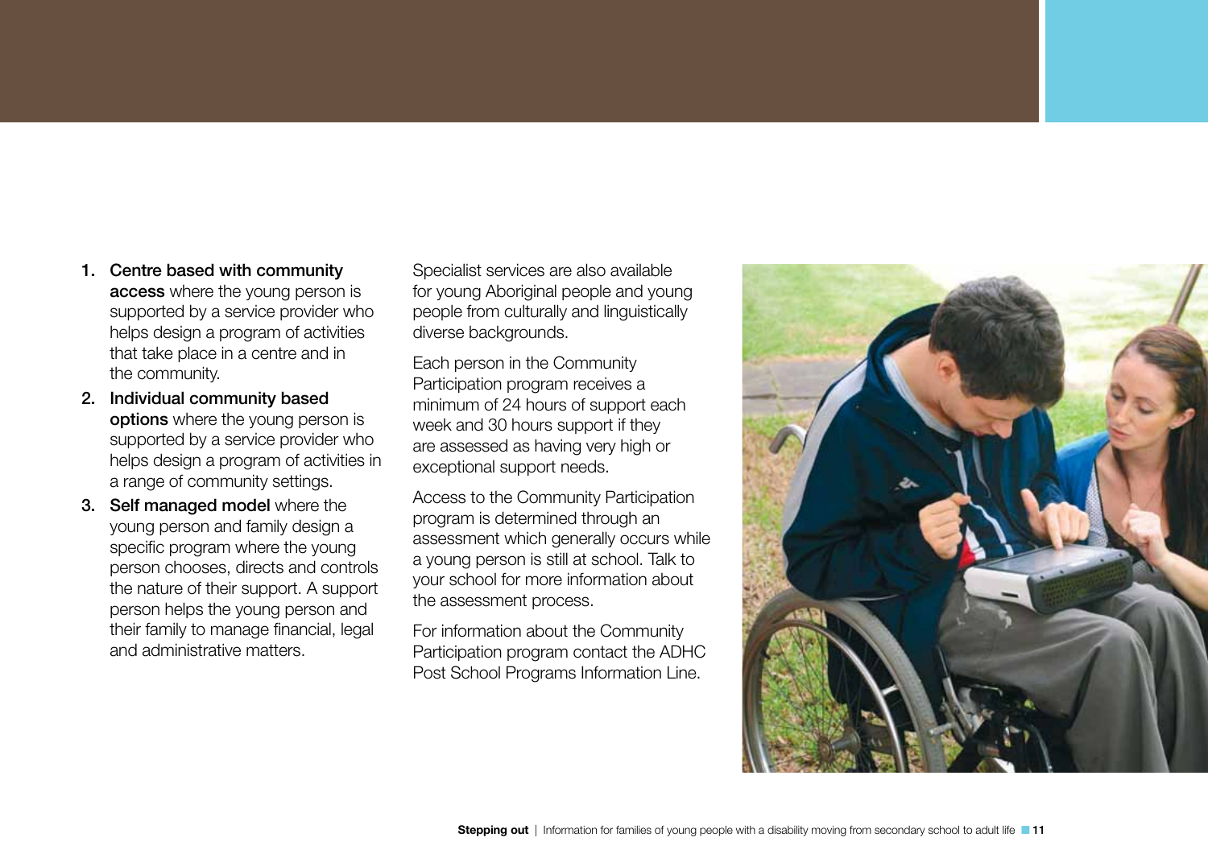1. **Centre based with community access** where the young person is supported by a service provider who helps design a program of activities that take place in a centre and in the community.
2. **Individual community based options** where the young person is supported by a service provider who helps design a program of activities in a range of community settings.
3. **Self managed model** where the young person and family design a specific program where the young person chooses, directs and controls the nature of their support. A support person helps the young person and their family to manage financial, legal and administrative matters.

Specialist services are also available for young Aboriginal people and young people from culturally and linguistically diverse backgrounds.

Each person in the Community Participation program receives a minimum of 24 hours of support each week and 30 hours support if they are assessed as having very high or exceptional support needs.

Access to the Community Participation program is determined through an assessment which generally occurs while a young person is still at school. Talk to your school for more information about the assessment process.

For information about the Community Participation program contact the ADHC Post School Programs Information Line.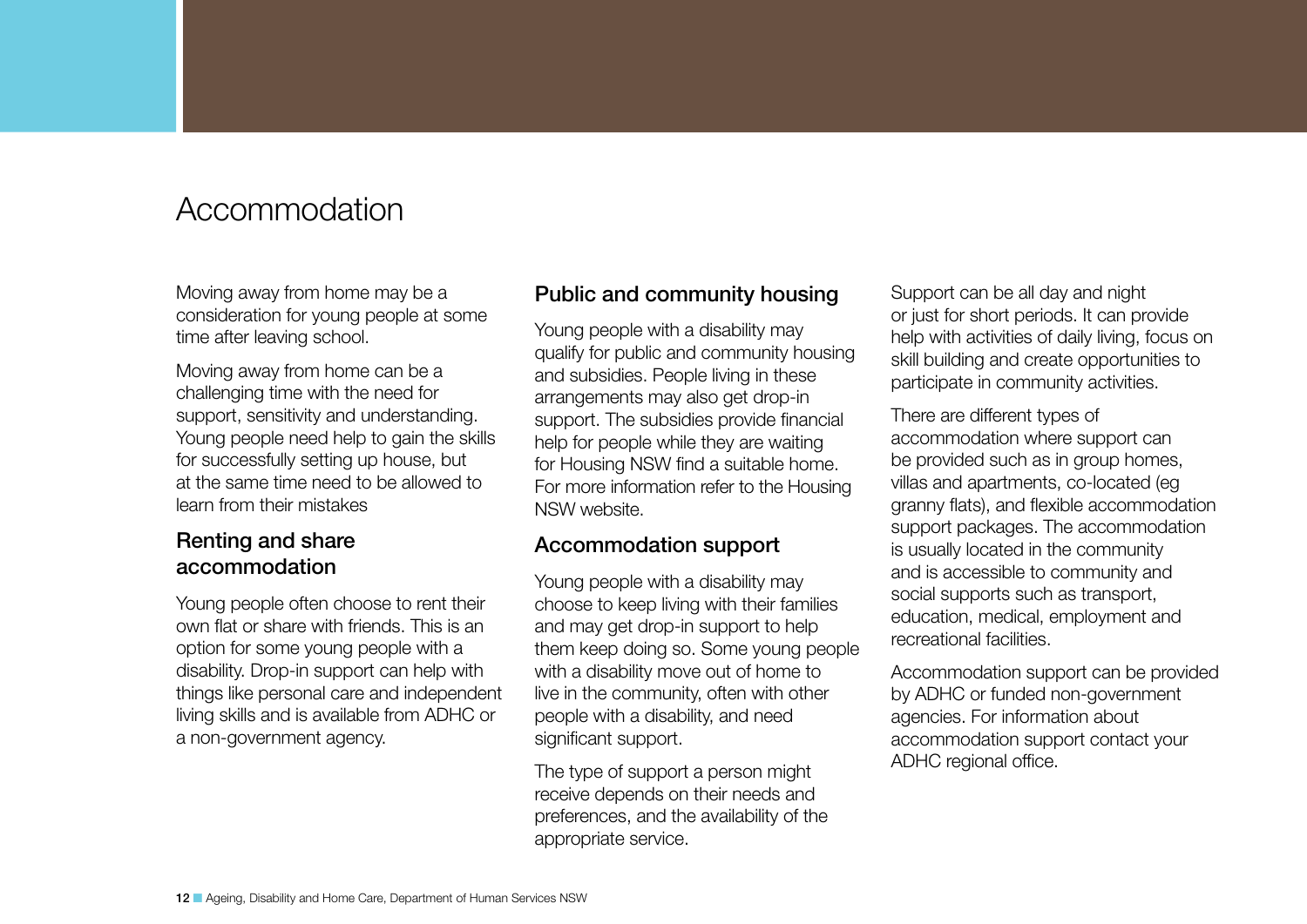# Accommodation

Moving away from home may be a consideration for young people at some time after leaving school.

Moving away from home can be a challenging time with the need for support, sensitivity and understanding. Young people need help to gain the skills for successfully setting up house, but at the same time need to be allowed to learn from their mistakes

## Renting and share accommodation

Young people often choose to rent their own flat or share with friends. This is an option for some young people with a disability. Drop-in support can help with things like personal care and independent living skills and is available from ADHC or a non-government agency.

## Public and community housing

Young people with a disability may qualify for public and community housing and subsidies. People living in these arrangements may also get drop-in support. The subsidies provide financial help for people while they are waiting for Housing NSW find a suitable home. For more information refer to the Housing NSW website.

## Accommodation support

Young people with a disability may choose to keep living with their families and may get drop-in support to help them keep doing so. Some young people with a disability move out of home to live in the community, often with other people with a disability, and need significant support.

The type of support a person might receive depends on their needs and preferences, and the availability of the appropriate service.

Support can be all day and night or just for short periods. It can provide help with activities of daily living, focus on skill building and create opportunities to participate in community activities.

There are different types of accommodation where support can be provided such as in group homes, villas and apartments, co-located (eg granny flats), and flexible accommodation support packages. The accommodation is usually located in the community and is accessible to community and social supports such as transport, education, medical, employment and recreational facilities.

Accommodation support can be provided by ADHC or funded non-government agencies. For information about accommodation support contact your ADHC regional office.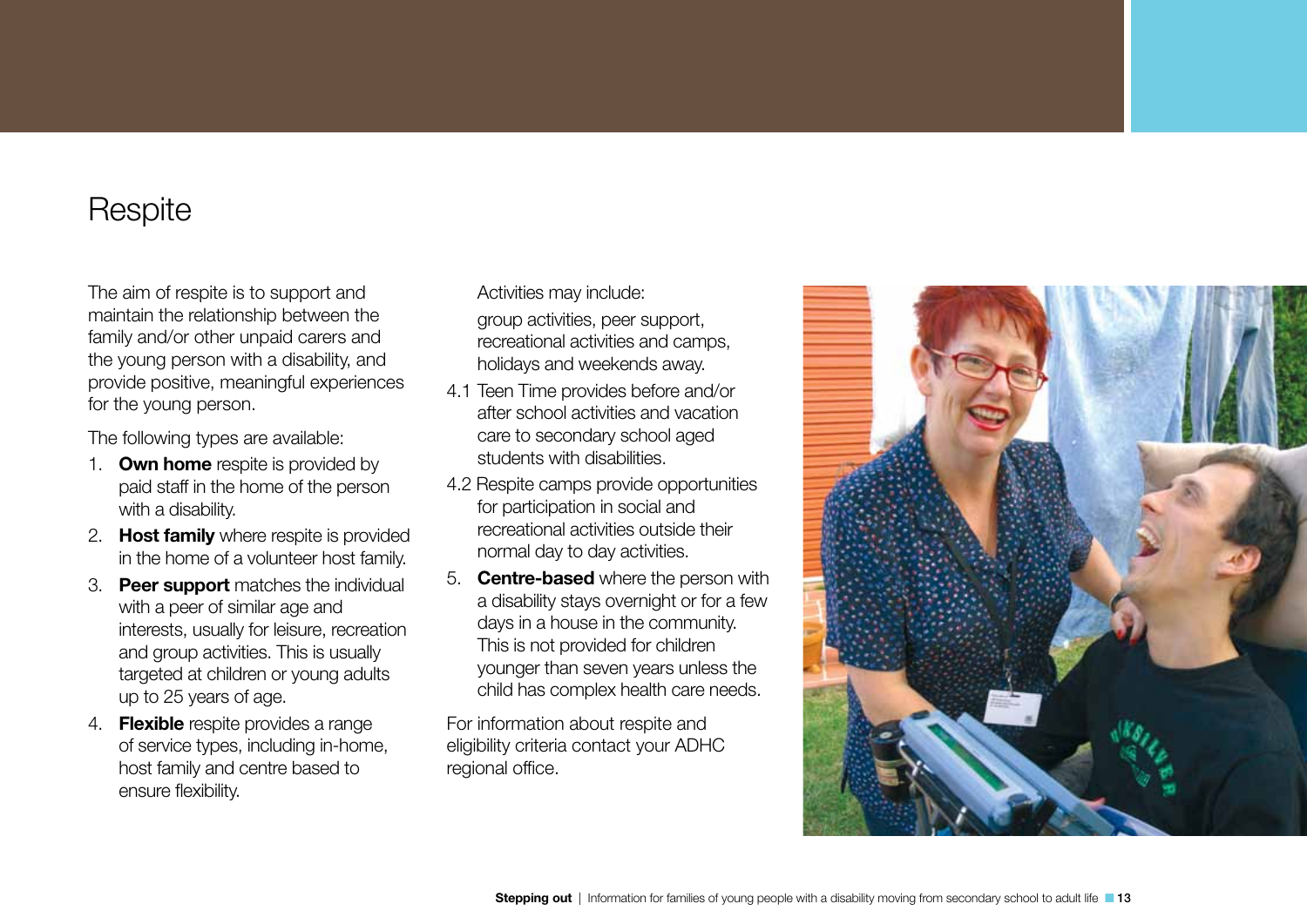# Respite

The aim of respite is to support and maintain the relationship between the family and/or other unpaid carers and the young person with a disability, and provide positive, meaningful experiences for the young person.

The following types are available:

1. **Own home** respite is provided by paid staff in the home of the person with a disability.
2. **Host family** where respite is provided in the home of a volunteer host family.
3. **Peer support** matches the individual with a peer of similar age and interests, usually for leisure, recreation and group activities. This is usually targeted at children or young adults up to 25 years of age.
4. **Flexible** respite provides a range of service types, including in-home, host family and centre based to ensure flexibility.

   Activities may include:

   group activities, peer support, recreational activities and camps, holidays and weekends away.

   4.1 Teen Time provides before and/or after school activities and vacation care to secondary school aged students with disabilities.

   4.2 Respite camps provide opportunities for participation in social and recreational activities outside their normal day to day activities.
5. **Centre-based** where the person with a disability stays overnight or for a few days in a house in the community. This is not provided for children younger than seven years unless the child has complex health care needs.

For information about respite and eligibility criteria contact your ADHC regional office.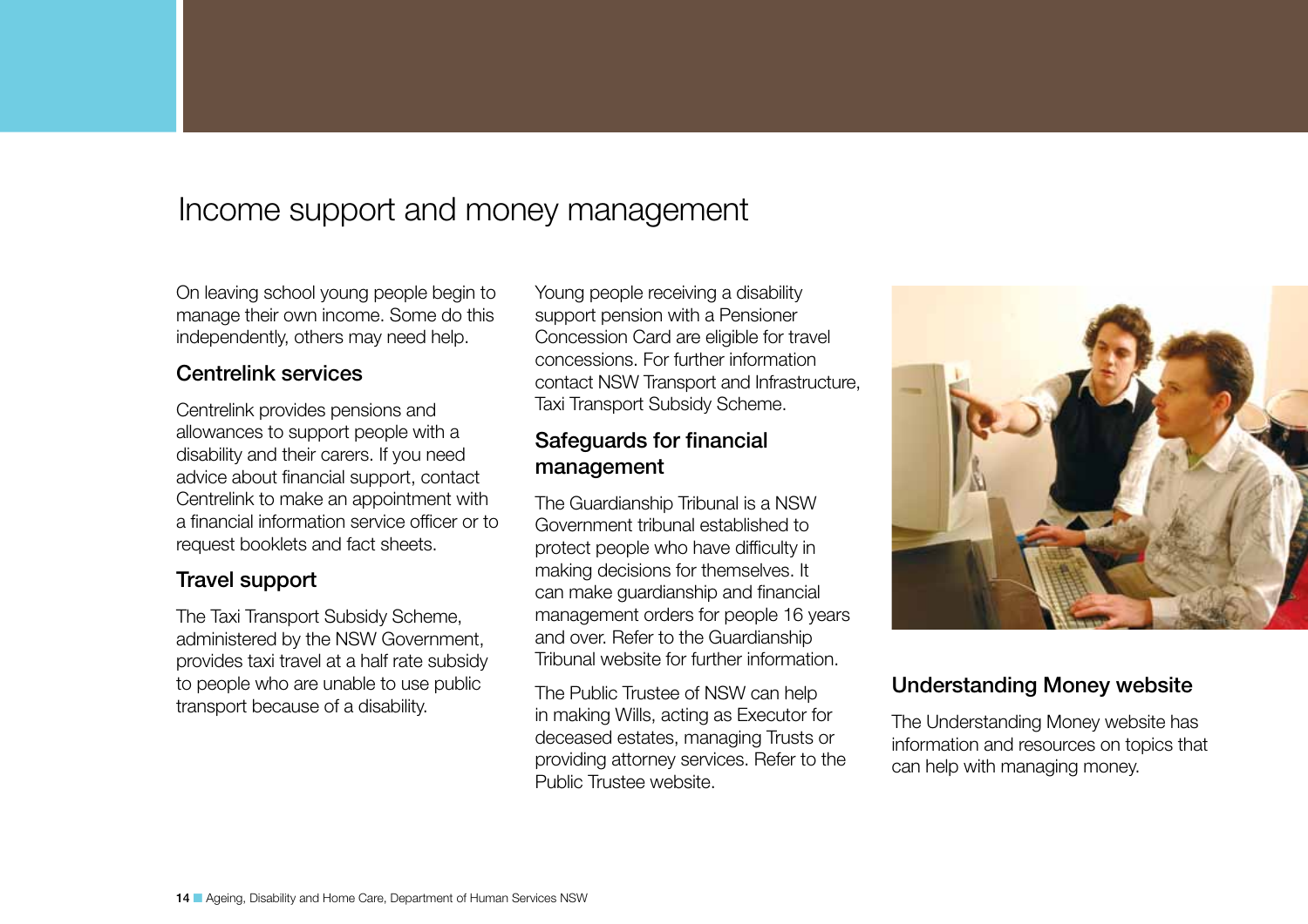# Income support and money management

On leaving school young people begin to manage their own income. Some do this independently, others may need help.

## Centrelink services

Centrelink provides pensions and allowances to support people with a disability and their carers. If you need advice about financial support, contact Centrelink to make an appointment with a financial information service officer or to request booklets and fact sheets.

## Travel support

The Taxi Transport Subsidy Scheme, administered by the NSW Government, provides taxi travel at a half rate subsidy to people who are unable to use public transport because of a disability.

Young people receiving a disability support pension with a Pensioner Concession Card are eligible for travel concessions. For further information contact NSW Transport and Infrastructure, Taxi Transport Subsidy Scheme.

## Safeguards for financial management

The Guardianship Tribunal is a NSW Government tribunal established to protect people who have difficulty in making decisions for themselves. It can make guardianship and financial management orders for people 16 years and over. Refer to the Guardianship Tribunal website for further information.

The Public Trustee of NSW can help in making Wills, acting as Executor for deceased estates, managing Trusts or providing attorney services. Refer to the Public Trustee website.

## Understanding Money website

The Understanding Money website has information and resources on topics that can help with managing money.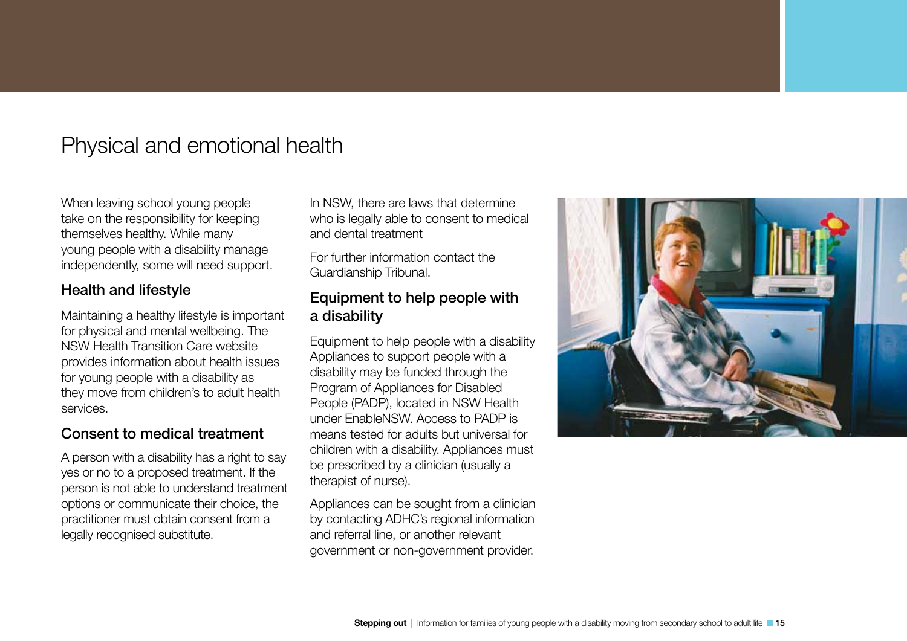# Physical and emotional health

When leaving school young people take on the responsibility for keeping themselves healthy. While many young people with a disability manage independently, some will need support.

## Health and lifestyle

Maintaining a healthy lifestyle is important for physical and mental wellbeing. The NSW Health Transition Care website provides information about health issues for young people with a disability as they move from children's to adult health services.

## Consent to medical treatment

A person with a disability has a right to say yes or no to a proposed treatment. If the person is not able to understand treatment options or communicate their choice, the practitioner must obtain consent from a legally recognised substitute.

In NSW, there are laws that determine who is legally able to consent to medical and dental treatment

For further information contact the Guardianship Tribunal.

## Equipment to help people with a disability

Equipment to help people with a disability Appliances to support people with a disability may be funded through the Program of Appliances for Disabled People (PADP), located in NSW Health under EnableNSW. Access to PADP is means tested for adults but universal for children with a disability. Appliances must be prescribed by a clinician (usually a therapist of nurse).

Appliances can be sought from a clinician by contacting ADHC's regional information and referral line, or another relevant government or non-government provider.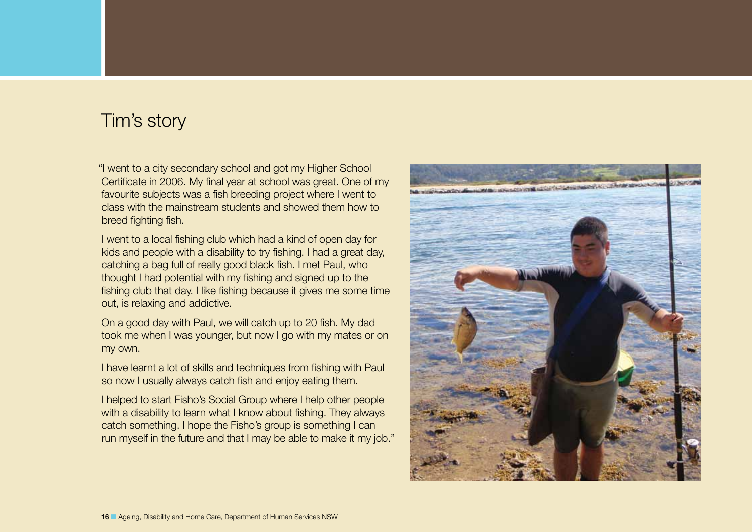# Tim's story

"I went to a city secondary school and got my Higher School Certificate in 2006. My final year at school was great. One of my favourite subjects was a fish breeding project where I went to class with the mainstream students and showed them how to breed fighting fish.

I went to a local fishing club which had a kind of open day for kids and people with a disability to try fishing. I had a great day, catching a bag full of really good black fish. I met Paul, who thought I had potential with my fishing and signed up to the fishing club that day. I like fishing because it gives me some time out, is relaxing and addictive.

On a good day with Paul, we will catch up to 20 fish. My dad took me when I was younger, but now I go with my mates or on my own.

I have learnt a lot of skills and techniques from fishing with Paul so now I usually always catch fish and enjoy eating them.

I helped to start Fisho's Social Group where I help other people with a disability to learn what I know about fishing. They always catch something. I hope the Fisho's group is something I can run myself in the future and that I may be able to make it my job."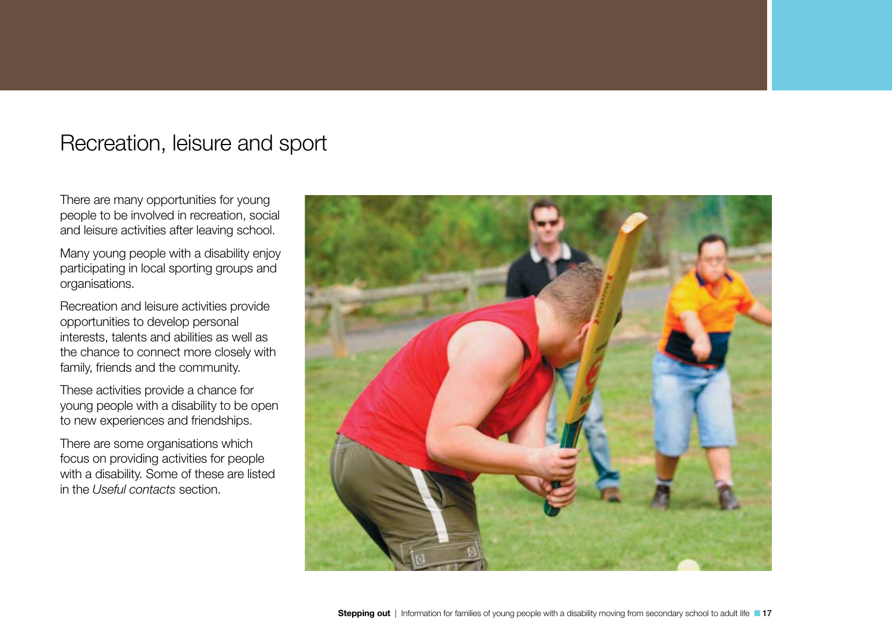# Recreation, leisure and sport

There are many opportunities for young people to be involved in recreation, social and leisure activities after leaving school.

Many young people with a disability enjoy participating in local sporting groups and organisations.

Recreation and leisure activities provide opportunities to develop personal interests, talents and abilities as well as the chance to connect more closely with family, friends and the community.

These activities provide a chance for young people with a disability to be open to new experiences and friendships.

There are some organisations which focus on providing activities for people with a disability. Some of these are listed in the *Useful contacts* section.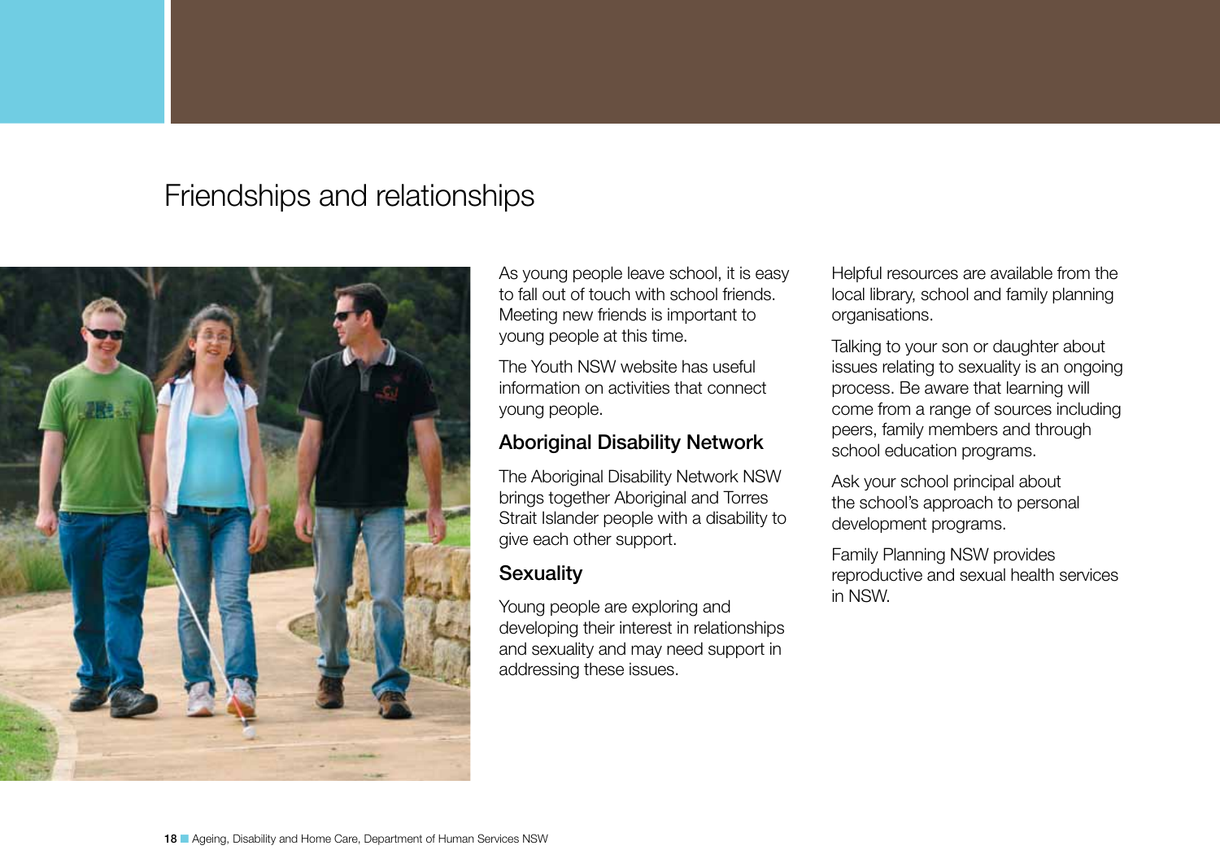# Friendships and relationships

As young people leave school, it is easy to fall out of touch with school friends. Meeting new friends is important to young people at this time.

The Youth NSW website has useful information on activities that connect young people.

## Aboriginal Disability Network

The Aboriginal Disability Network NSW brings together Aboriginal and Torres Strait Islander people with a disability to give each other support.

## Sexuality

Young people are exploring and developing their interest in relationships and sexuality and may need support in addressing these issues.

Helpful resources are available from the local library, school and family planning organisations.

Talking to your son or daughter about issues relating to sexuality is an ongoing process. Be aware that learning will come from a range of sources including peers, family members and through school education programs.

Ask your school principal about the school's approach to personal development programs.

Family Planning NSW provides reproductive and sexual health services in NSW.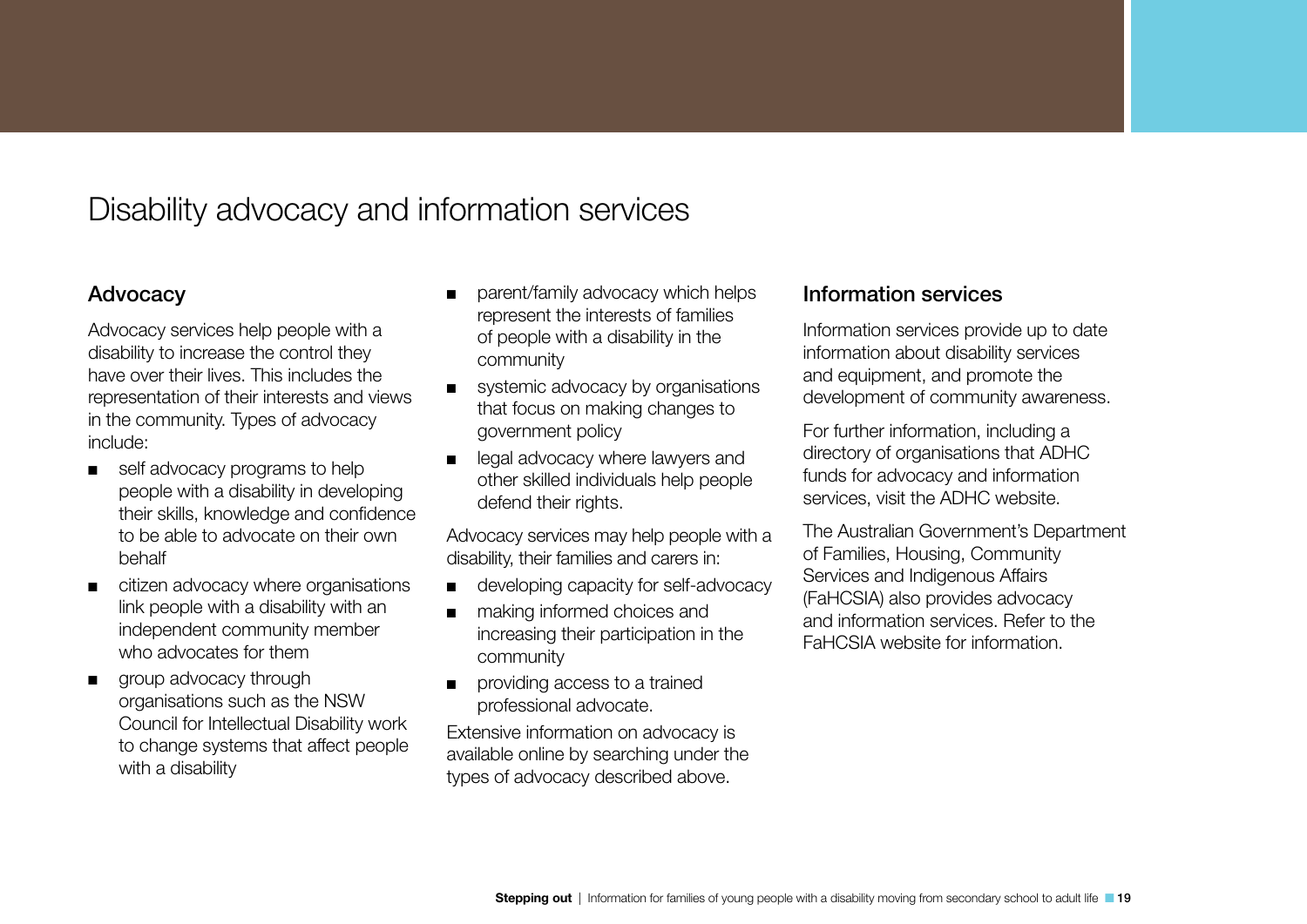# Disability advocacy and information services

## Advocacy

Advocacy services help people with a disability to increase the control they have over their lives. This includes the representation of their interests and views in the community. Types of advocacy include:

- self advocacy programs to help people with a disability in developing their skills, knowledge and confidence to be able to advocate on their own behalf
- citizen advocacy where organisations link people with a disability with an independent community member who advocates for them
- group advocacy through organisations such as the NSW Council for Intellectual Disability work to change systems that affect people with a disability
- parent/family advocacy which helps represent the interests of families of people with a disability in the community
- systemic advocacy by organisations that focus on making changes to government policy
- legal advocacy where lawyers and other skilled individuals help people defend their rights.

Advocacy services may help people with a disability, their families and carers in:

- developing capacity for self-advocacy
- making informed choices and increasing their participation in the community
- providing access to a trained professional advocate.

Extensive information on advocacy is available online by searching under the types of advocacy described above.

## Information services

Information services provide up to date information about disability services and equipment, and promote the development of community awareness.

For further information, including a directory of organisations that ADHC funds for advocacy and information services, visit the ADHC website.

The Australian Government's Department of Families, Housing, Community Services and Indigenous Affairs (FaHCSIA) also provides advocacy and information services. Refer to the FaHCSIA website for information.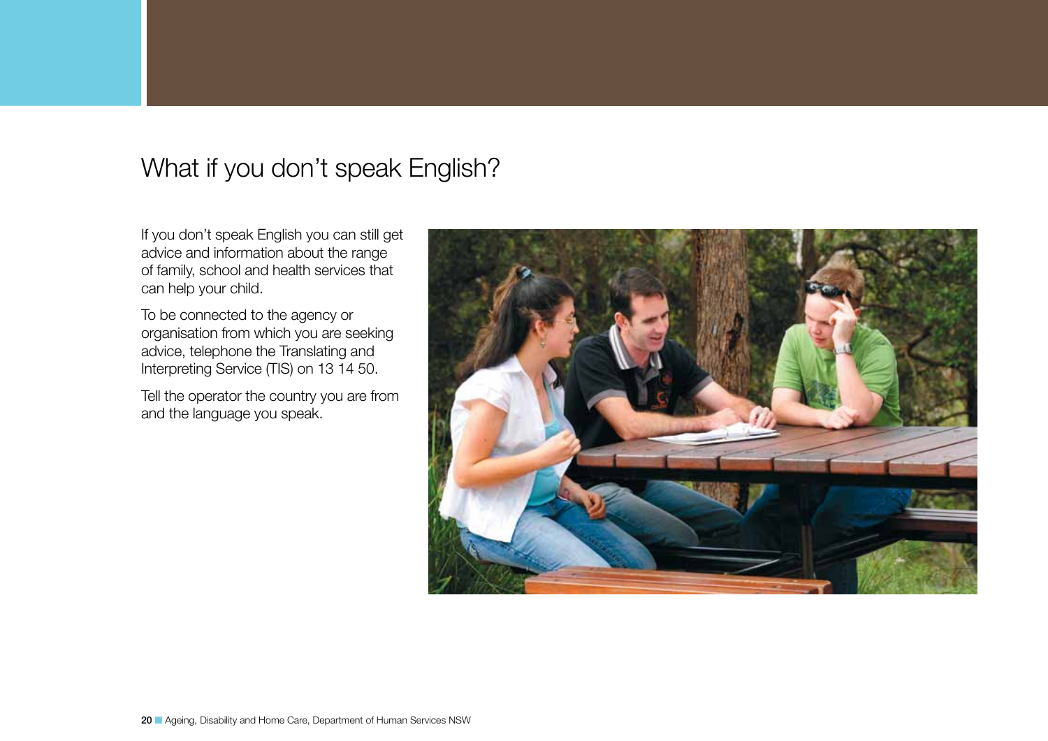# What if you don't speak English?

If you don't speak English you can still get advice and information about the range of family, school and health services that can help your child.

To be connected to the agency or organisation from which you are seeking advice, telephone the Translating and Interpreting Service (TIS) on 13 14 50.

Tell the operator the country you are from and the language you speak.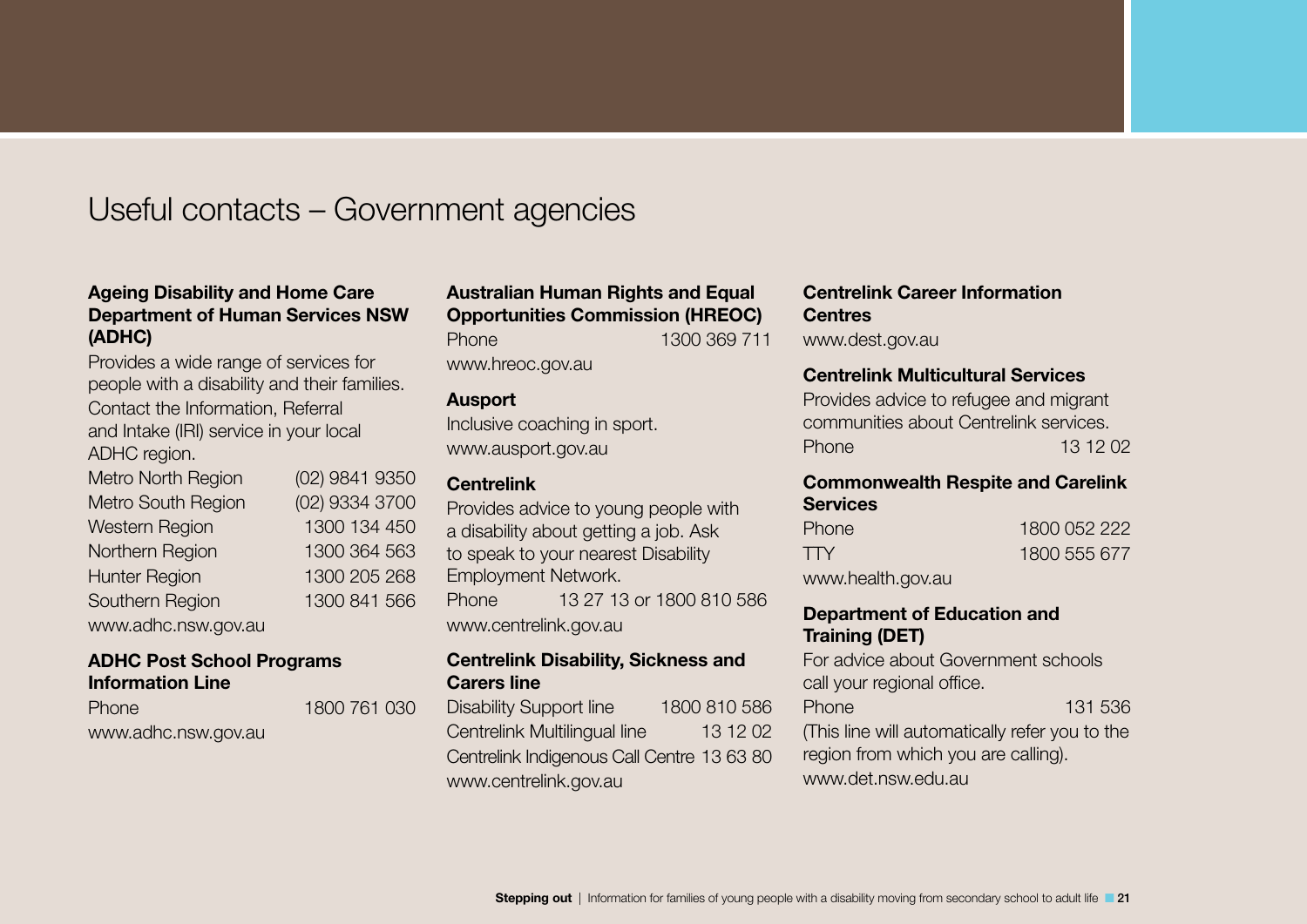# Useful contacts – Government agencies

### Ageing Disability and Home Care Department of Human Services NSW (ADHC)

Provides a wide range of services for people with a disability and their families.

Contact the Information, Referral and Intake (IRI) service in your local ADHC region.

| | |
|---|---|
| Metro North Region | (02) 9841 9350 |
| Metro South Region | (02) 9334 3700 |
| Western Region | 1300 134 450 |
| Northern Region | 1300 364 563 |
| Hunter Region | 1300 205 268 |
| Southern Region | 1300 841 566 |

www.adhc.nsw.gov.au

### ADHC Post School Programs Information Line

Phone 1800 761 030

www.adhc.nsw.gov.au

### Australian Human Rights and Equal Opportunities Commission (HREOC)

Phone 1300 369 711

www.hreoc.gov.au

### Ausport

Inclusive coaching in sport.

www.ausport.gov.au

### Centrelink

Provides advice to young people with a disability about getting a job. Ask to speak to your nearest Disability Employment Network.

Phone 13 27 13 or 1800 810 586

www.centrelink.gov.au

### Centrelink Disability, Sickness and Carers line

| | |
|---|---|
| Disability Support line | 1800 810 586 |
| Centrelink Multilingual line | 13 12 02 |
| Centrelink Indigenous Call Centre | 13 63 80 |

www.centrelink.gov.au

### Centrelink Career Information Centres

www.dest.gov.au

### Centrelink Multicultural Services

Provides advice to refugee and migrant communities about Centrelink services.

Phone 13 12 02

### Commonwealth Respite and Carelink Services

| | |
|---|---|
| Phone | 1800 052 222 |
| TTY | 1800 555 677 |

www.health.gov.au

### Department of Education and Training (DET)

For advice about Government schools call your regional office.

Phone 131 536

(This line will automatically refer you to the region from which you are calling).

www.det.nsw.edu.au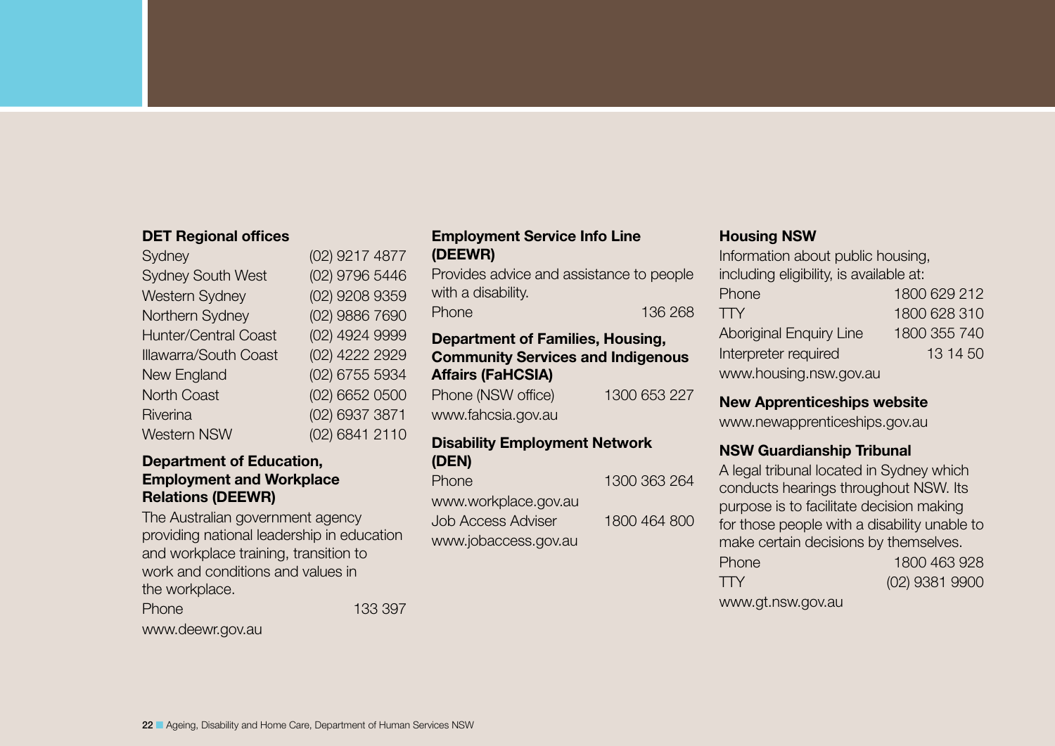### DET Regional offices

| | |
|---|---|
| Sydney | (02) 9217 4877 |
| Sydney South West | (02) 9796 5446 |
| Western Sydney | (02) 9208 9359 |
| Northern Sydney | (02) 9886 7690 |
| Hunter/Central Coast | (02) 4924 9999 |
| Illawarra/South Coast | (02) 4222 2929 |
| New England | (02) 6755 5934 |
| North Coast | (02) 6652 0500 |
| Riverina | (02) 6937 3871 |
| Western NSW | (02) 6841 2110 |

### Department of Education, Employment and Workplace Relations (DEEWR)

The Australian government agency providing national leadership in education and workplace training, transition to work and conditions and values in the workplace.

Phone 133 397

www.deewr.gov.au

### Employment Service Info Line (DEEWR)

Provides advice and assistance to people with a disability.

Phone 136 268

### Department of Families, Housing, Community Services and Indigenous Affairs (FaHCSIA)

Phone (NSW office) 1300 653 227

www.fahcsia.gov.au

### Disability Employment Network (DEN)

Phone 1300 363 264

www.workplace.gov.au

Job Access Adviser 1800 464 800

www.jobaccess.gov.au

### Housing NSW

Information about public housing, including eligibility, is available at:

| | |
|---|---|
| Phone | 1800 629 212 |
| TTY | 1800 628 310 |
| Aboriginal Enquiry Line | 1800 355 740 |
| Interpreter required | 13 14 50 |

www.housing.nsw.gov.au

### New Apprenticeships website

www.newapprenticeships.gov.au

### NSW Guardianship Tribunal

A legal tribunal located in Sydney which conducts hearings throughout NSW. Its purpose is to facilitate decision making for those people with a disability unable to make certain decisions by themselves.

| | |
|---|---|
| Phone | 1800 463 928 |
| TTY | (02) 9381 9900 |

www.gt.nsw.gov.au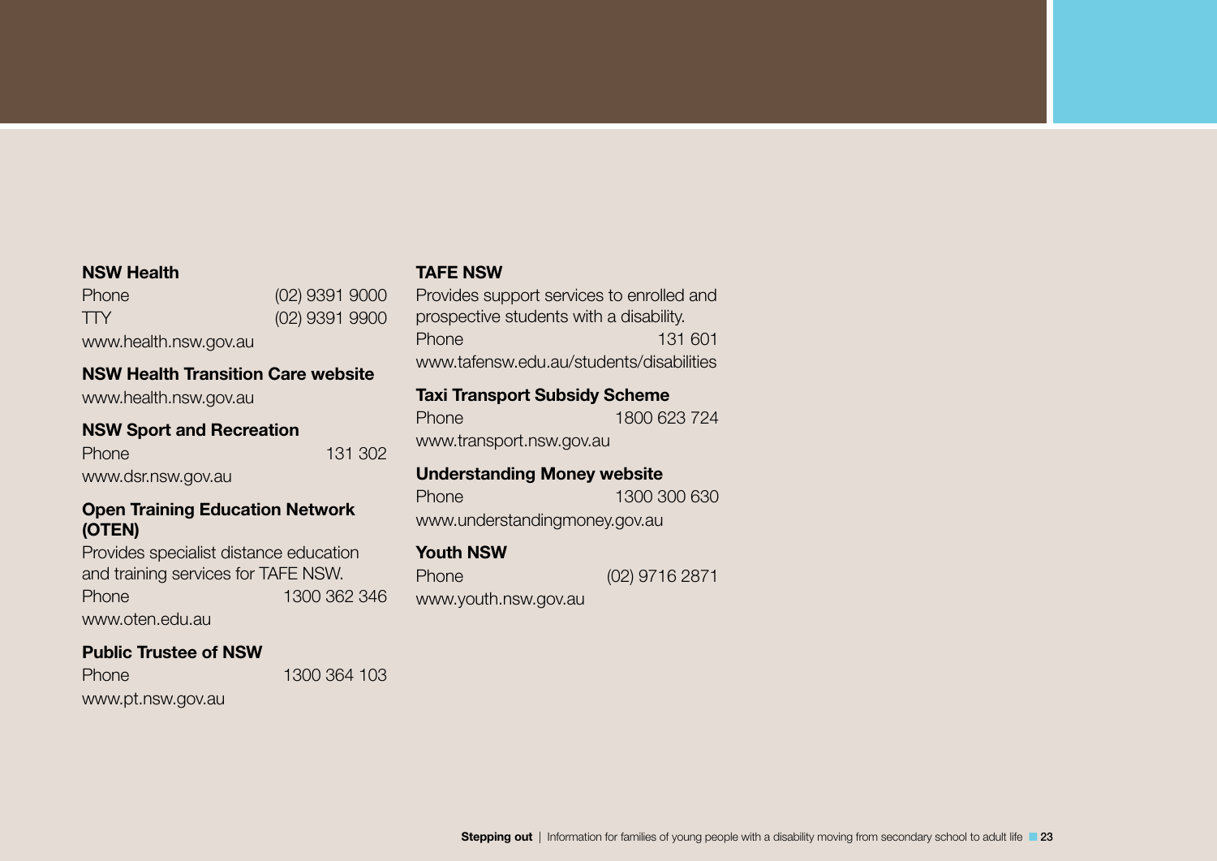**NSW Health**

Phone (02) 9391 9000
TTY (02) 9391 9900
www.health.nsw.gov.au

**NSW Health Transition Care website**

www.health.nsw.gov.au

**NSW Sport and Recreation**

Phone 131 302
www.dsr.nsw.gov.au

**Open Training Education Network (OTEN)**

Provides specialist distance education and training services for TAFE NSW.
Phone 1300 362 346
www.oten.edu.au

**Public Trustee of NSW**

Phone 1300 364 103
www.pt.nsw.gov.au

**TAFE NSW**

Provides support services to enrolled and prospective students with a disability.
Phone 131 601
www.tafensw.edu.au/students/disabilities

**Taxi Transport Subsidy Scheme**

Phone 1800 623 724
www.transport.nsw.gov.au

**Understanding Money website**

Phone 1300 300 630
www.understandingmoney.gov.au

**Youth NSW**

Phone (02) 9716 2871
www.youth.nsw.gov.au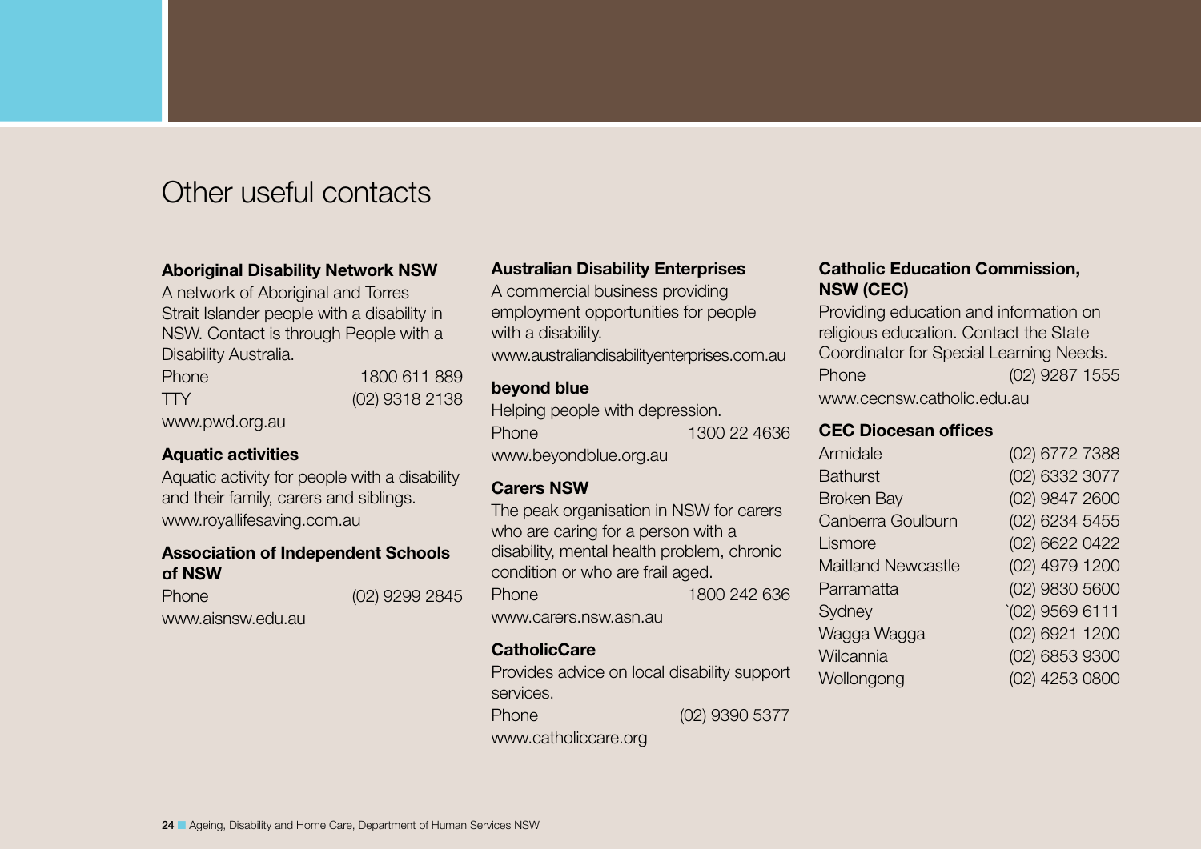# Other useful contacts

**Aboriginal Disability Network NSW**

A network of Aboriginal and Torres Strait Islander people with a disability in NSW. Contact is through People with a Disability Australia.

Phone 1800 611 889
TTY (02) 9318 2138
www.pwd.org.au

**Aquatic activities**

Aquatic activity for people with a disability and their family, carers and siblings.
www.royallifesaving.com.au

**Association of Independent Schools of NSW**

Phone (02) 9299 2845
www.aisnsw.edu.au

**Australian Disability Enterprises**

A commercial business providing employment opportunities for people with a disability.
www.australiandisabilityenterprises.com.au

**beyond blue**

Helping people with depression.
Phone 1300 22 4636
www.beyondblue.org.au

**Carers NSW**

The peak organisation in NSW for carers who are caring for a person with a disability, mental health problem, chronic condition or who are frail aged.
Phone 1800 242 636
www.carers.nsw.asn.au

**CatholicCare**

Provides advice on local disability support services.
Phone (02) 9390 5377
www.catholiccare.org

**Catholic Education Commission, NSW (CEC)**

Providing education and information on religious education. Contact the State Coordinator for Special Learning Needs.
Phone (02) 9287 1555
www.cecnsw.catholic.edu.au

**CEC Diocesan offices**

| | |
|---|---|
| Armidale | (02) 6772 7388 |
| Bathurst | (02) 6332 3077 |
| Broken Bay | (02) 9847 2600 |
| Canberra Goulburn | (02) 6234 5455 |
| Lismore | (02) 6622 0422 |
| Maitland Newcastle | (02) 4979 1200 |
| Parramatta | (02) 9830 5600 |
| Sydney | `(02) 9569 6111 |
| Wagga Wagga | (02) 6921 1200 |
| Wilcannia | (02) 6853 9300 |
| Wollongong | (02) 4253 0800 |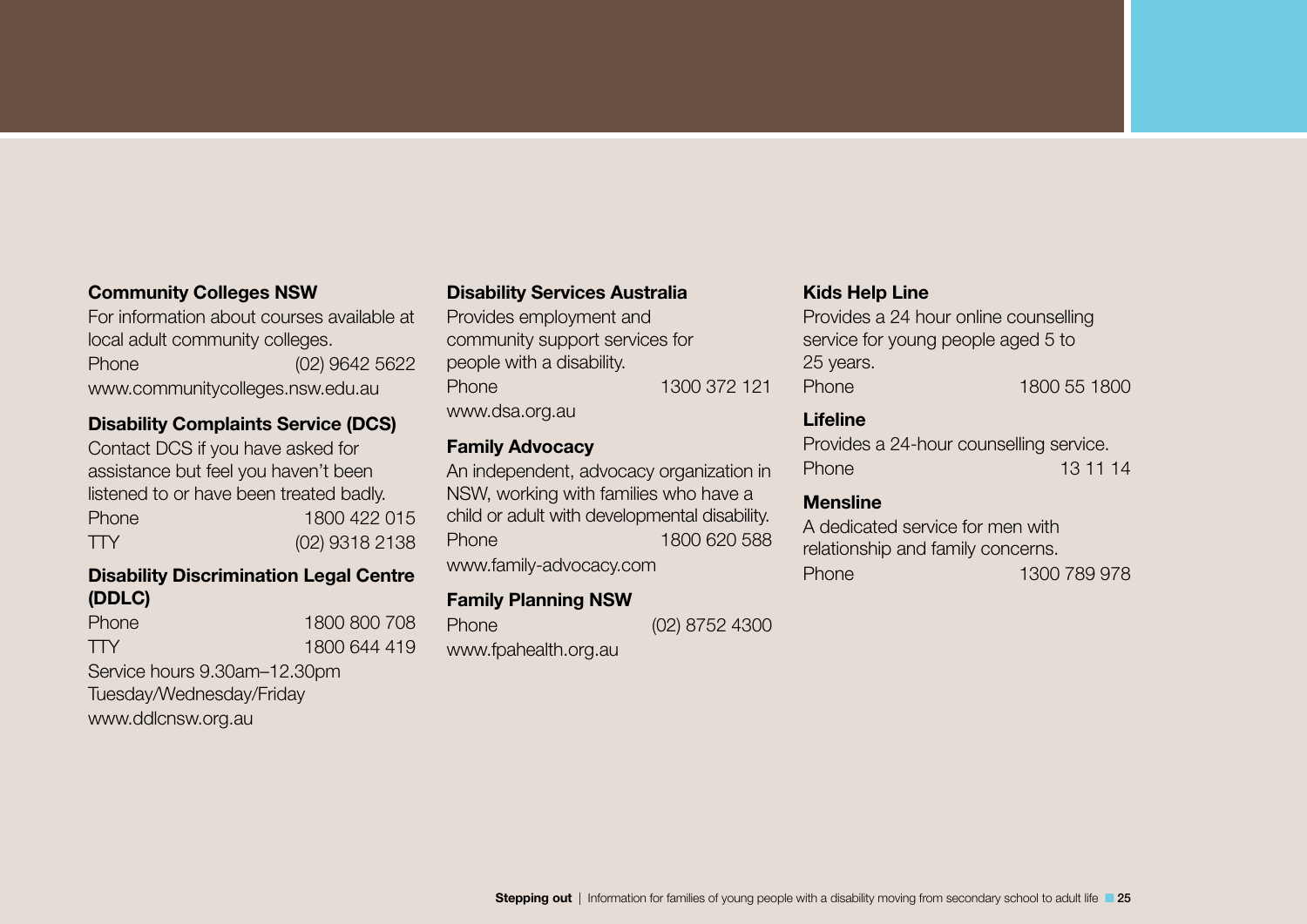**Community Colleges NSW**

For information about courses available at local adult community colleges.

Phone (02) 9642 5622

www.communitycolleges.nsw.edu.au

**Disability Complaints Service (DCS)**

Contact DCS if you have asked for assistance but feel you haven't been listened to or have been treated badly.

Phone 1800 422 015

TTY (02) 9318 2138

**Disability Discrimination Legal Centre (DDLC)**

Phone 1800 800 708

TTY 1800 644 419

Service hours 9.30am–12.30pm Tuesday/Wednesday/Friday

www.ddlcnsw.org.au

**Disability Services Australia**

Provides employment and community support services for people with a disability.

Phone 1300 372 121

www.dsa.org.au

**Family Advocacy**

An independent, advocacy organization in NSW, working with families who have a child or adult with developmental disability.

Phone 1800 620 588

www.family-advocacy.com

**Family Planning NSW**

Phone (02) 8752 4300

www.fpahealth.org.au

**Kids Help Line**

Provides a 24 hour online counselling service for young people aged 5 to 25 years.

Phone 1800 55 1800

**Lifeline**

Provides a 24-hour counselling service.

Phone 13 11 14

**Mensline**

A dedicated service for men with relationship and family concerns.

Phone 1300 789 978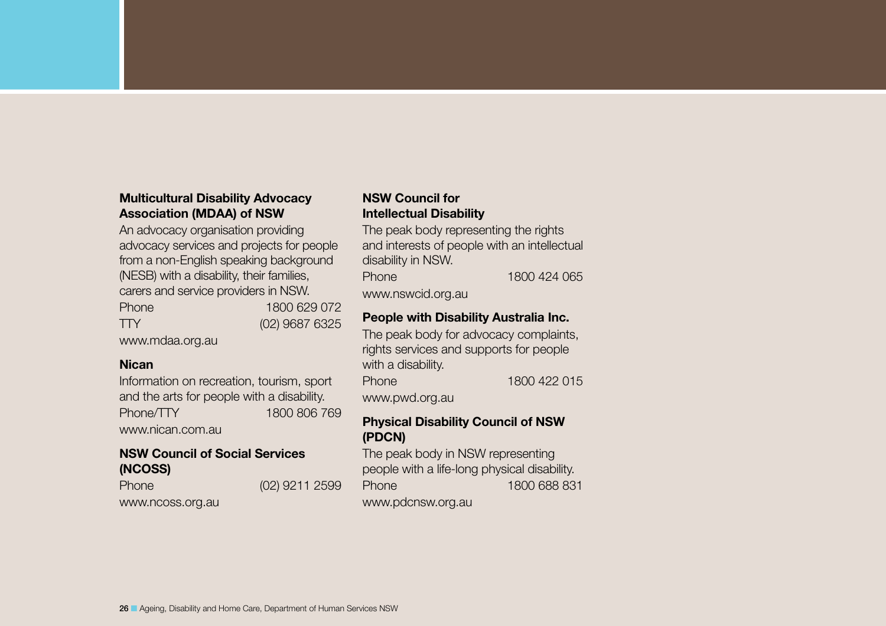**Multicultural Disability Advocacy Association (MDAA) of NSW**

An advocacy organisation providing advocacy services and projects for people from a non-English speaking background (NESB) with a disability, their families, carers and service providers in NSW.

Phone 1800 629 072
TTY (02) 9687 6325
www.mdaa.org.au

**Nican**

Information on recreation, tourism, sport and the arts for people with a disability.

Phone/TTY 1800 806 769
www.nican.com.au

**NSW Council of Social Services (NCOSS)**

Phone (02) 9211 2599
www.ncoss.org.au

**NSW Council for Intellectual Disability**

The peak body representing the rights and interests of people with an intellectual disability in NSW.

Phone 1800 424 065
www.nswcid.org.au

**People with Disability Australia Inc.**

The peak body for advocacy complaints, rights services and supports for people with a disability.

Phone 1800 422 015
www.pwd.org.au

**Physical Disability Council of NSW (PDCN)**

The peak body in NSW representing people with a life-long physical disability.

Phone 1800 688 831
www.pdcnsw.org.au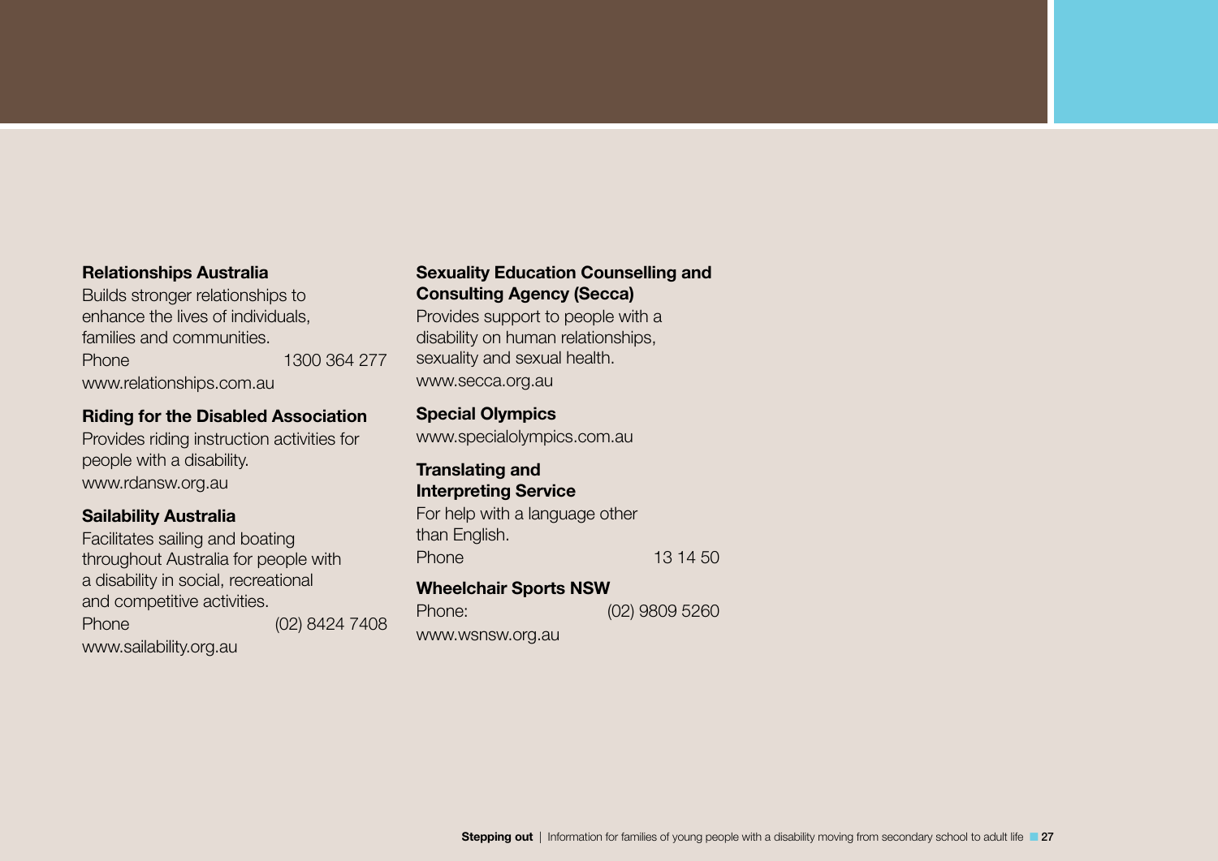**Relationships Australia**

Builds stronger relationships to enhance the lives of individuals, families and communities.

Phone 1300 364 277

www.relationships.com.au

**Riding for the Disabled Association**

Provides riding instruction activities for people with a disability.

www.rdansw.org.au

**Sailability Australia**

Facilitates sailing and boating throughout Australia for people with a disability in social, recreational and competitive activities.

Phone (02) 8424 7408

www.sailability.org.au

**Sexuality Education Counselling and Consulting Agency (Secca)**

Provides support to people with a disability on human relationships, sexuality and sexual health.

www.secca.org.au

**Special Olympics**

www.specialolympics.com.au

**Translating and Interpreting Service**

For help with a language other than English.

Phone 13 14 50

**Wheelchair Sports NSW**

Phone: (02) 9809 5260

www.wsnsw.org.au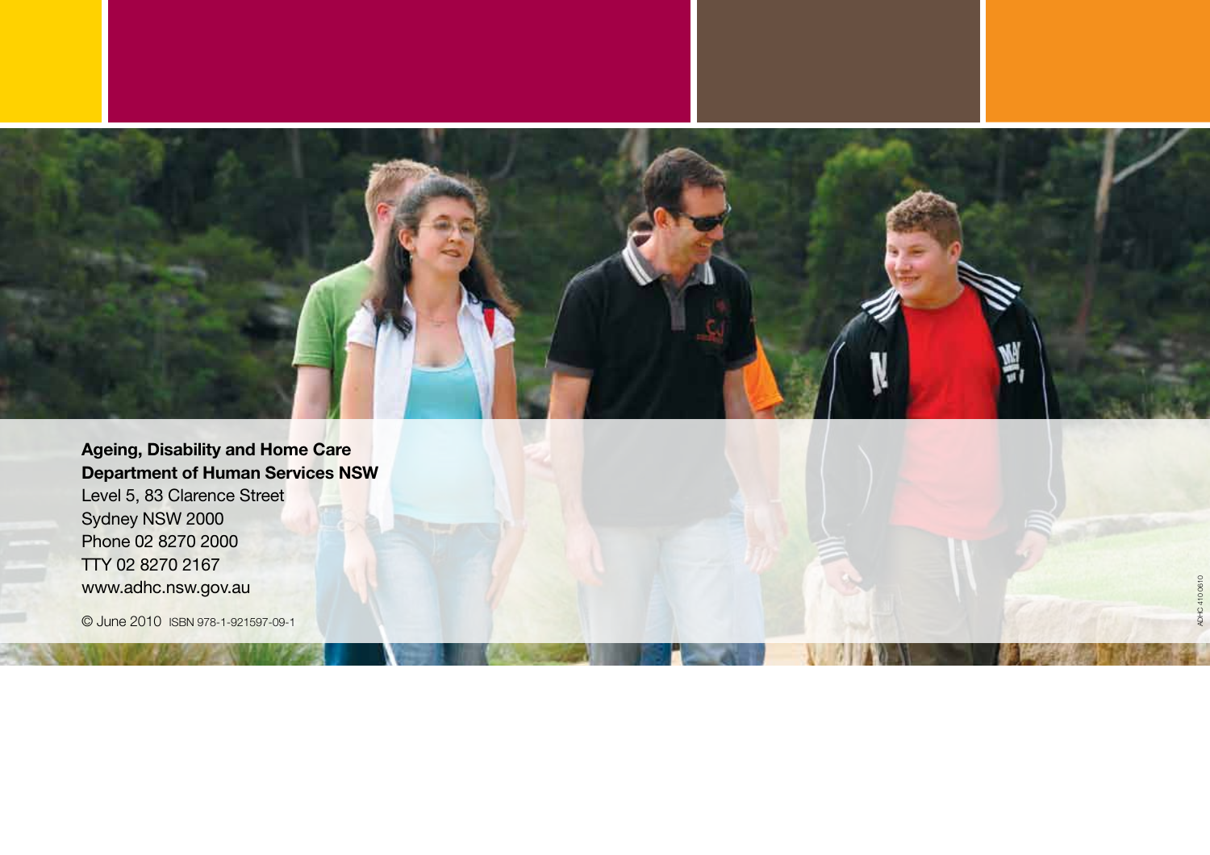**Ageing, Disability and Home Care**
**Department of Human Services NSW**
Level 5, 83 Clarence Street
Sydney NSW 2000
Phone 02 8270 2000
TTY 02 8270 2167
www.adhc.nsw.gov.au

© June 2010 ISBN 978-1-921597-09-1

ADHC 410 0610